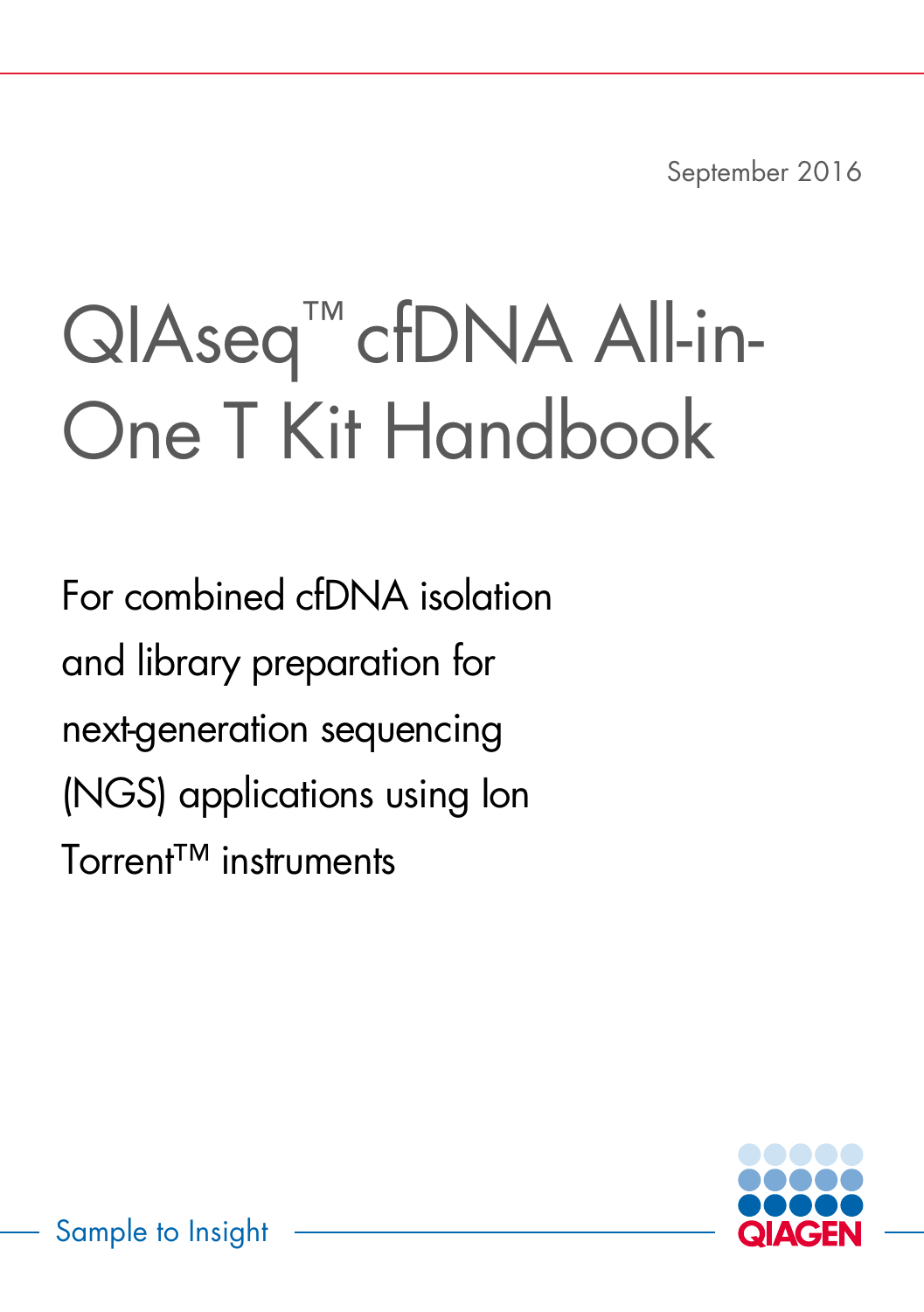September 2016

# QIAseq™ cfDNA All-in-One T Kit Handbook

For combined cfDNA isolation and library preparation for next-generation sequencing (NGS) applications using Ion Torrent™ instruments

Sample to Insight

QIAGEN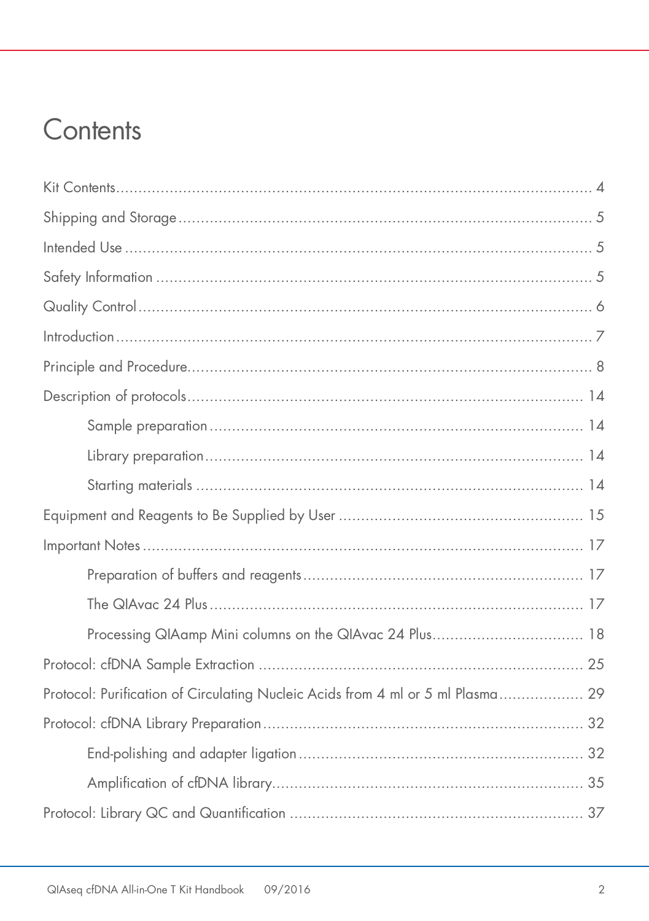# Contents

Kit Contents .......... 4

Shipping and Storage .......... 5

Intended Use .......... 5

Safety Information .......... 5

Quality Control .......... 6

Introduction .......... 7

Principle and Procedure .......... 8

Description of protocols .......... 14

- Sample preparation .......... 14
- Library preparation .......... 14
- Starting materials .......... 14

Equipment and Reagents to Be Supplied by User .......... 15

Important Notes .......... 17

- Preparation of buffers and reagents .......... 17
- The QIAvac 24 Plus .......... 17
- Processing QIAamp Mini columns on the QIAvac 24 Plus .......... 18

Protocol: cfDNA Sample Extraction .......... 25

Protocol: Purification of Circulating Nucleic Acids from 4 ml or 5 ml Plasma .......... 29

Protocol: cfDNA Library Preparation .......... 32

- End-polishing and adapter ligation .......... 32
- Amplification of cfDNA library .......... 35

Protocol: Library QC and Quantification .......... 37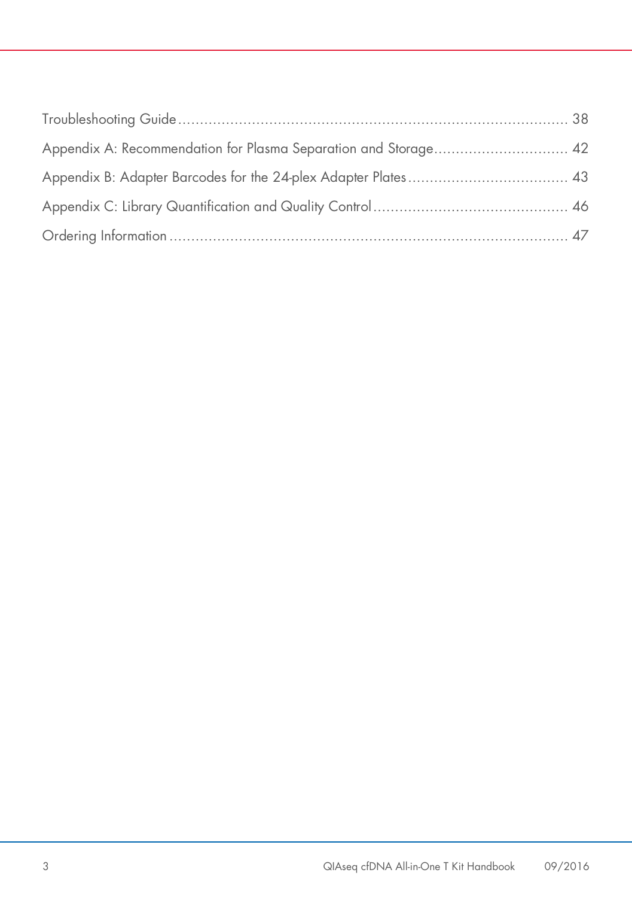Troubleshooting Guide ........................................................................................ 38

Appendix A: Recommendation for Plasma Separation and Storage ............................... 42

Appendix B: Adapter Barcodes for the 24-plex Adapter Plates .................................... 43

Appendix C: Library Quantification and Quality Control ............................................ 46

Ordering Information ............................................................................................ 47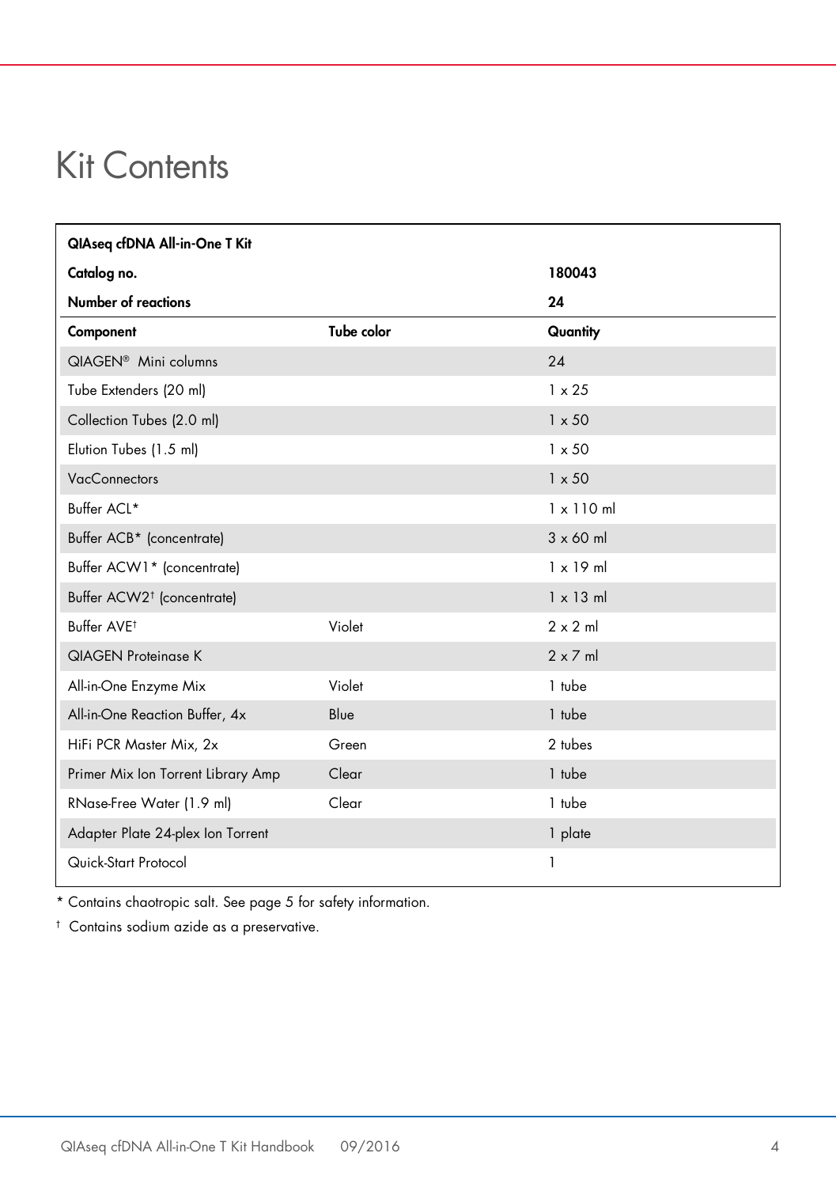# Kit Contents

| QIAseq cfDNA All-in-One T Kit | | |
|---|---|---|
| **Catalog no.** | | **180043** |
| **Number of reactions** | | **24** |
| **Component** | **Tube color** | **Quantity** |
| QIAGEN® Mini columns | | 24 |
| Tube Extenders (20 ml) | | 1 x 25 |
| Collection Tubes (2.0 ml) | | 1 x 50 |
| Elution Tubes (1.5 ml) | | 1 x 50 |
| VacConnectors | | 1 x 50 |
| Buffer ACL* | | 1 x 110 ml |
| Buffer ACB* (concentrate) | | 3 x 60 ml |
| Buffer ACW1* (concentrate) | | 1 x 19 ml |
| Buffer ACW2† (concentrate) | | 1 x 13 ml |
| Buffer AVE† | Violet | 2 x 2 ml |
| QIAGEN Proteinase K | | 2 x 7 ml |
| All-in-One Enzyme Mix | Violet | 1 tube |
| All-in-One Reaction Buffer, 4x | Blue | 1 tube |
| HiFi PCR Master Mix, 2x | Green | 2 tubes |
| Primer Mix Ion Torrent Library Amp | Clear | 1 tube |
| RNase-Free Water (1.9 ml) | Clear | 1 tube |
| Adapter Plate 24-plex Ion Torrent | | 1 plate |
| Quick-Start Protocol | | 1 |

\* Contains chaotropic salt. See page 5 for safety information.

† Contains sodium azide as a preservative.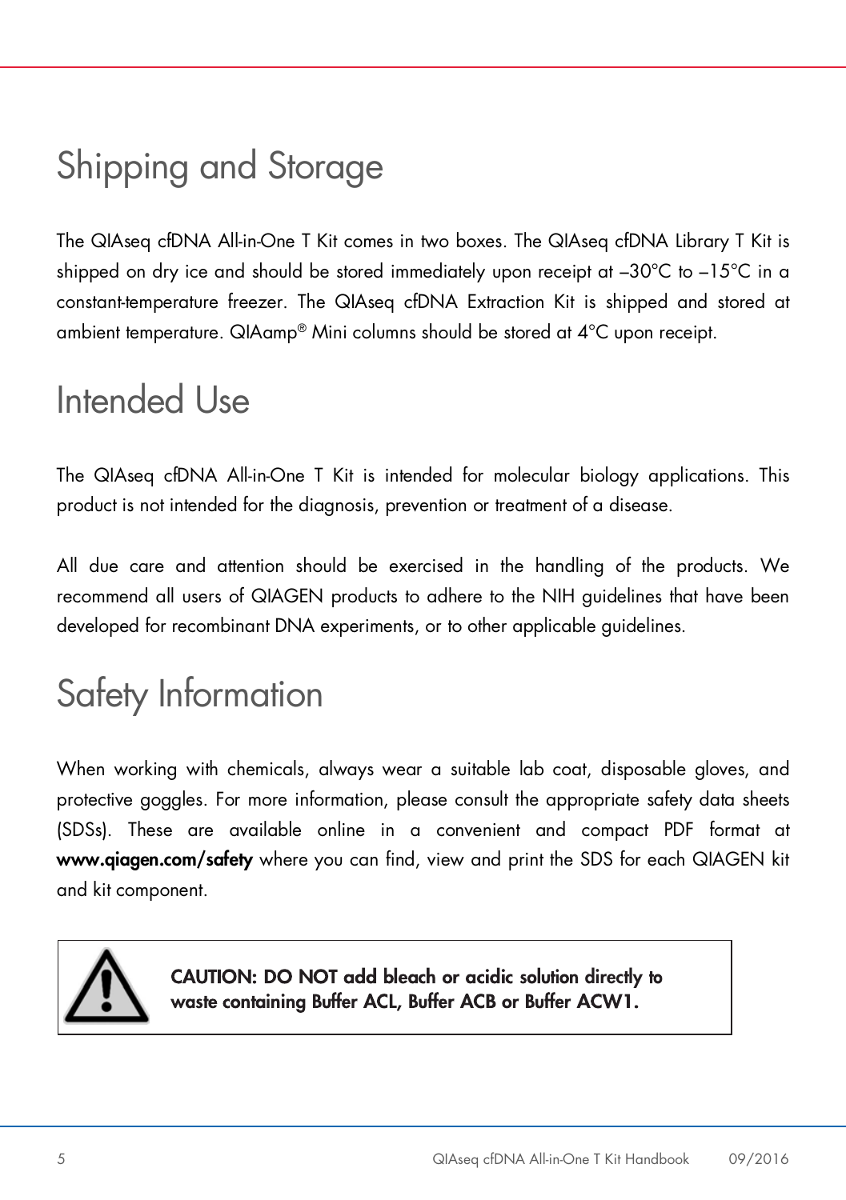# Shipping and Storage

The QIAseq cfDNA All-in-One T Kit comes in two boxes. The QIAseq cfDNA Library T Kit is shipped on dry ice and should be stored immediately upon receipt at –30°C to –15°C in a constant-temperature freezer. The QIAseq cfDNA Extraction Kit is shipped and stored at ambient temperature. QIAamp® Mini columns should be stored at 4°C upon receipt.

# Intended Use

The QIAseq cfDNA All-in-One T Kit is intended for molecular biology applications. This product is not intended for the diagnosis, prevention or treatment of a disease.

All due care and attention should be exercised in the handling of the products. We recommend all users of QIAGEN products to adhere to the NIH guidelines that have been developed for recombinant DNA experiments, or to other applicable guidelines.

# Safety Information

When working with chemicals, always wear a suitable lab coat, disposable gloves, and protective goggles. For more information, please consult the appropriate safety data sheets (SDSs). These are available online in a convenient and compact PDF format at **www.qiagen.com/safety** where you can find, view and print the SDS for each QIAGEN kit and kit component.

**CAUTION: DO NOT add bleach or acidic solution directly to waste containing Buffer ACL, Buffer ACB or Buffer ACW1.**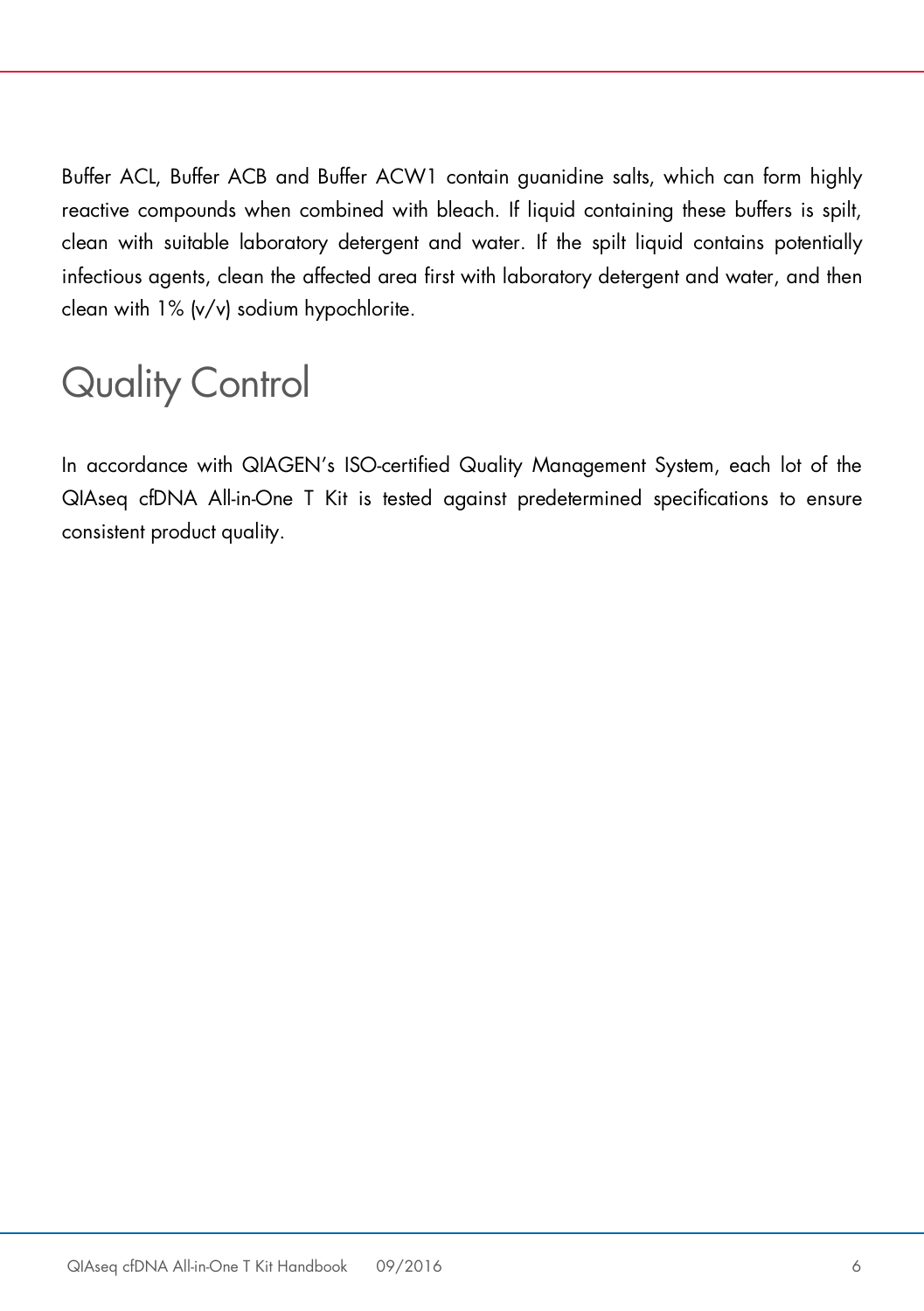Buffer ACL, Buffer ACB and Buffer ACW1 contain guanidine salts, which can form highly reactive compounds when combined with bleach. If liquid containing these buffers is spilt, clean with suitable laboratory detergent and water. If the spilt liquid contains potentially infectious agents, clean the affected area first with laboratory detergent and water, and then clean with 1% (v/v) sodium hypochlorite.

# Quality Control

In accordance with QIAGEN's ISO-certified Quality Management System, each lot of the QIAseq cfDNA All-in-One T Kit is tested against predetermined specifications to ensure consistent product quality.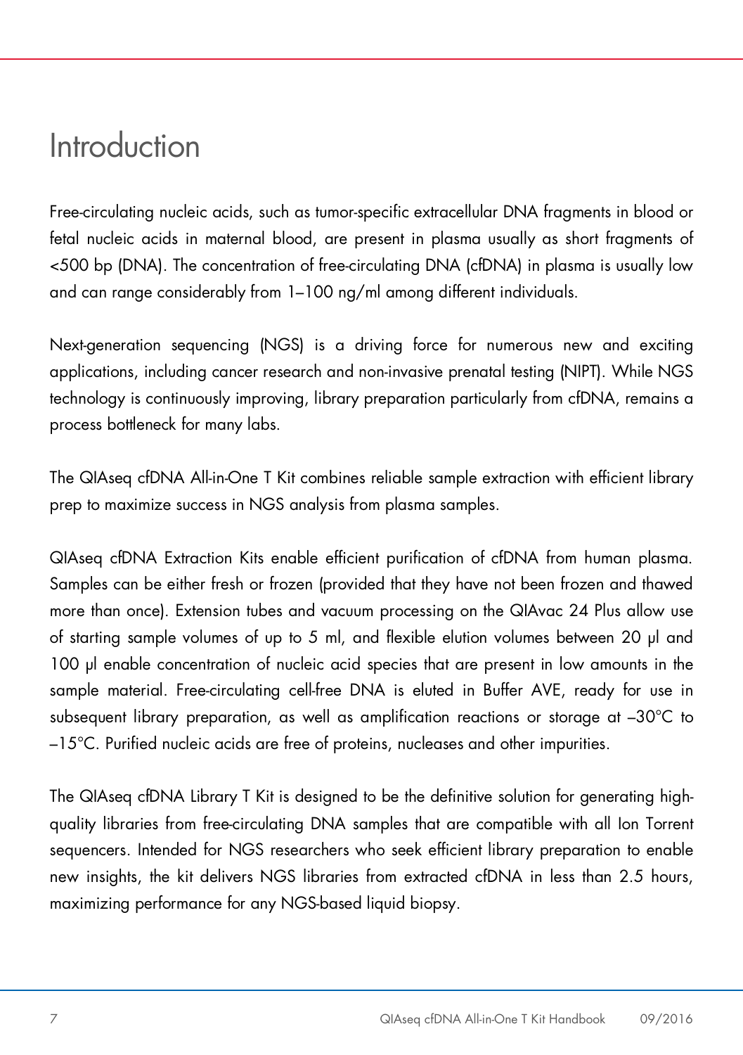# Introduction

Free-circulating nucleic acids, such as tumor-specific extracellular DNA fragments in blood or fetal nucleic acids in maternal blood, are present in plasma usually as short fragments of <500 bp (DNA). The concentration of free-circulating DNA (cfDNA) in plasma is usually low and can range considerably from 1–100 ng/ml among different individuals.

Next-generation sequencing (NGS) is a driving force for numerous new and exciting applications, including cancer research and non-invasive prenatal testing (NIPT). While NGS technology is continuously improving, library preparation particularly from cfDNA, remains a process bottleneck for many labs.

The QIAseq cfDNA All-in-One T Kit combines reliable sample extraction with efficient library prep to maximize success in NGS analysis from plasma samples.

QIAseq cfDNA Extraction Kits enable efficient purification of cfDNA from human plasma. Samples can be either fresh or frozen (provided that they have not been frozen and thawed more than once). Extension tubes and vacuum processing on the QIAvac 24 Plus allow use of starting sample volumes of up to 5 ml, and flexible elution volumes between 20 µl and 100 µl enable concentration of nucleic acid species that are present in low amounts in the sample material. Free-circulating cell-free DNA is eluted in Buffer AVE, ready for use in subsequent library preparation, as well as amplification reactions or storage at –30°C to –15°C. Purified nucleic acids are free of proteins, nucleases and other impurities.

The QIAseq cfDNA Library T Kit is designed to be the definitive solution for generating high-quality libraries from free-circulating DNA samples that are compatible with all Ion Torrent sequencers. Intended for NGS researchers who seek efficient library preparation to enable new insights, the kit delivers NGS libraries from extracted cfDNA in less than 2.5 hours, maximizing performance for any NGS-based liquid biopsy.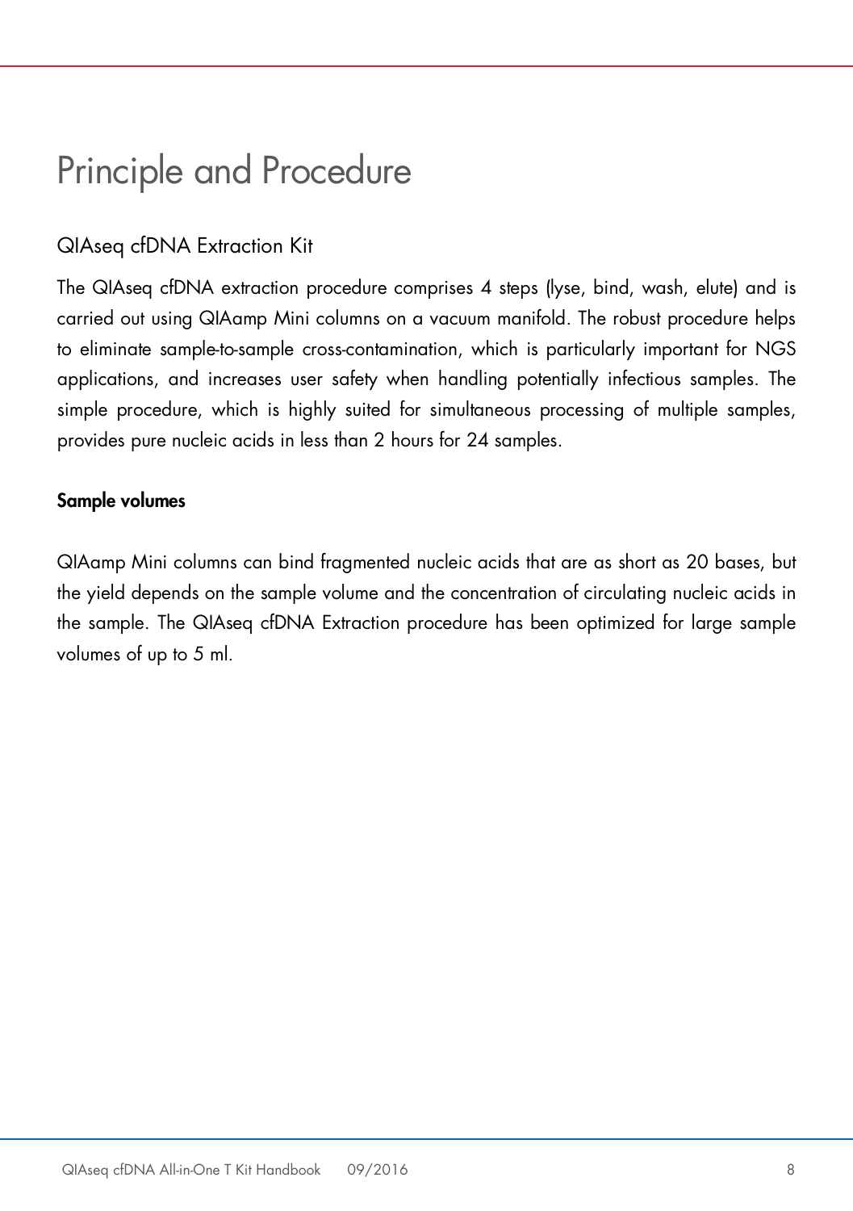# Principle and Procedure

## QIAseq cfDNA Extraction Kit

The QIAseq cfDNA extraction procedure comprises 4 steps (lyse, bind, wash, elute) and is carried out using QIAamp Mini columns on a vacuum manifold. The robust procedure helps to eliminate sample-to-sample cross-contamination, which is particularly important for NGS applications, and increases user safety when handling potentially infectious samples. The simple procedure, which is highly suited for simultaneous processing of multiple samples, provides pure nucleic acids in less than 2 hours for 24 samples.

### Sample volumes

QIAamp Mini columns can bind fragmented nucleic acids that are as short as 20 bases, but the yield depends on the sample volume and the concentration of circulating nucleic acids in the sample. The QIAseq cfDNA Extraction procedure has been optimized for large sample volumes of up to 5 ml.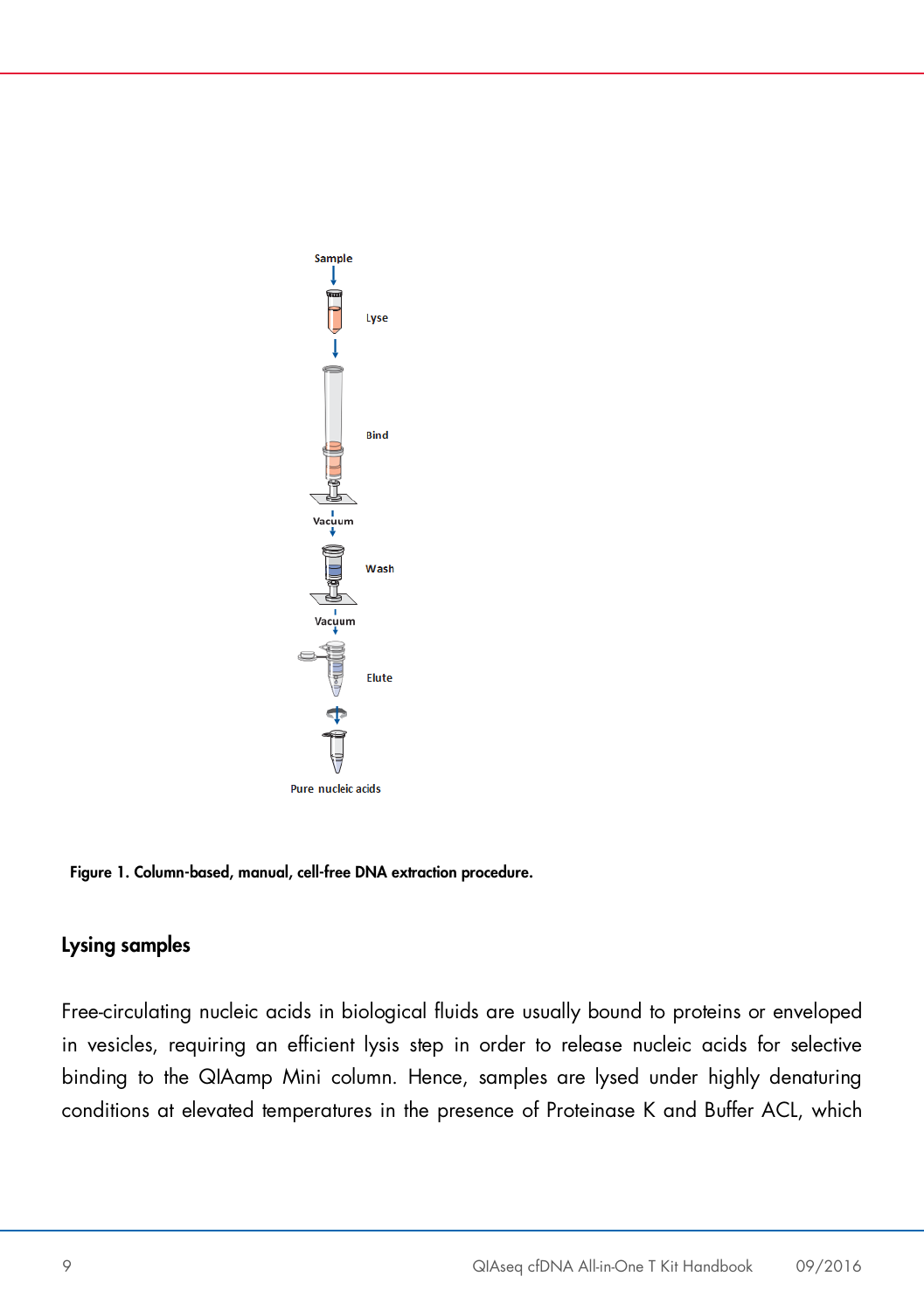Sample

Lyse

Bind

Vacuum

Wash

Vacuum

Elute

Pure nucleic acids

**Figure 1. Column-based, manual, cell-free DNA extraction procedure.**

## Lysing samples

Free-circulating nucleic acids in biological fluids are usually bound to proteins or enveloped in vesicles, requiring an efficient lysis step in order to release nucleic acids for selective binding to the QIAamp Mini column. Hence, samples are lysed under highly denaturing conditions at elevated temperatures in the presence of Proteinase K and Buffer ACL, which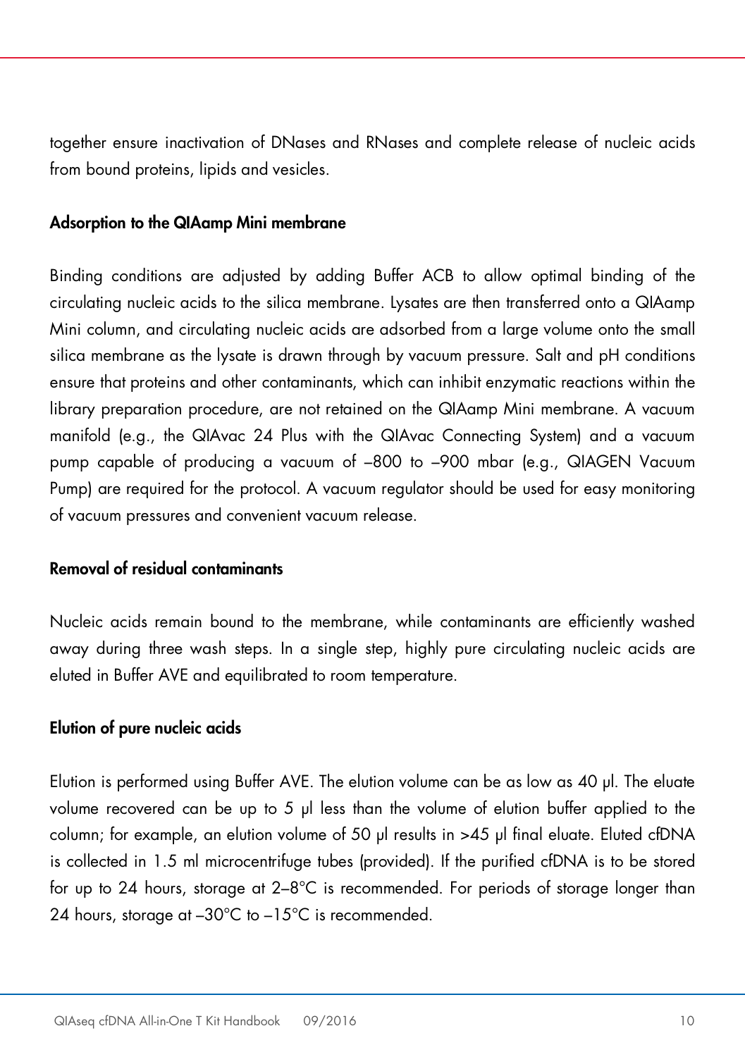together ensure inactivation of DNases and RNases and complete release of nucleic acids from bound proteins, lipids and vesicles.

**Adsorption to the QIAamp Mini membrane**

Binding conditions are adjusted by adding Buffer ACB to allow optimal binding of the circulating nucleic acids to the silica membrane. Lysates are then transferred onto a QIAamp Mini column, and circulating nucleic acids are adsorbed from a large volume onto the small silica membrane as the lysate is drawn through by vacuum pressure. Salt and pH conditions ensure that proteins and other contaminants, which can inhibit enzymatic reactions within the library preparation procedure, are not retained on the QIAamp Mini membrane. A vacuum manifold (e.g., the QIAvac 24 Plus with the QIAvac Connecting System) and a vacuum pump capable of producing a vacuum of –800 to –900 mbar (e.g., QIAGEN Vacuum Pump) are required for the protocol. A vacuum regulator should be used for easy monitoring of vacuum pressures and convenient vacuum release.

**Removal of residual contaminants**

Nucleic acids remain bound to the membrane, while contaminants are efficiently washed away during three wash steps. In a single step, highly pure circulating nucleic acids are eluted in Buffer AVE and equilibrated to room temperature.

**Elution of pure nucleic acids**

Elution is performed using Buffer AVE. The elution volume can be as low as 40 µl. The eluate volume recovered can be up to 5 µl less than the volume of elution buffer applied to the column; for example, an elution volume of 50 µl results in >45 µl final eluate. Eluted cfDNA is collected in 1.5 ml microcentrifuge tubes (provided). If the purified cfDNA is to be stored for up to 24 hours, storage at 2–8°C is recommended. For periods of storage longer than 24 hours, storage at –30°C to –15°C is recommended.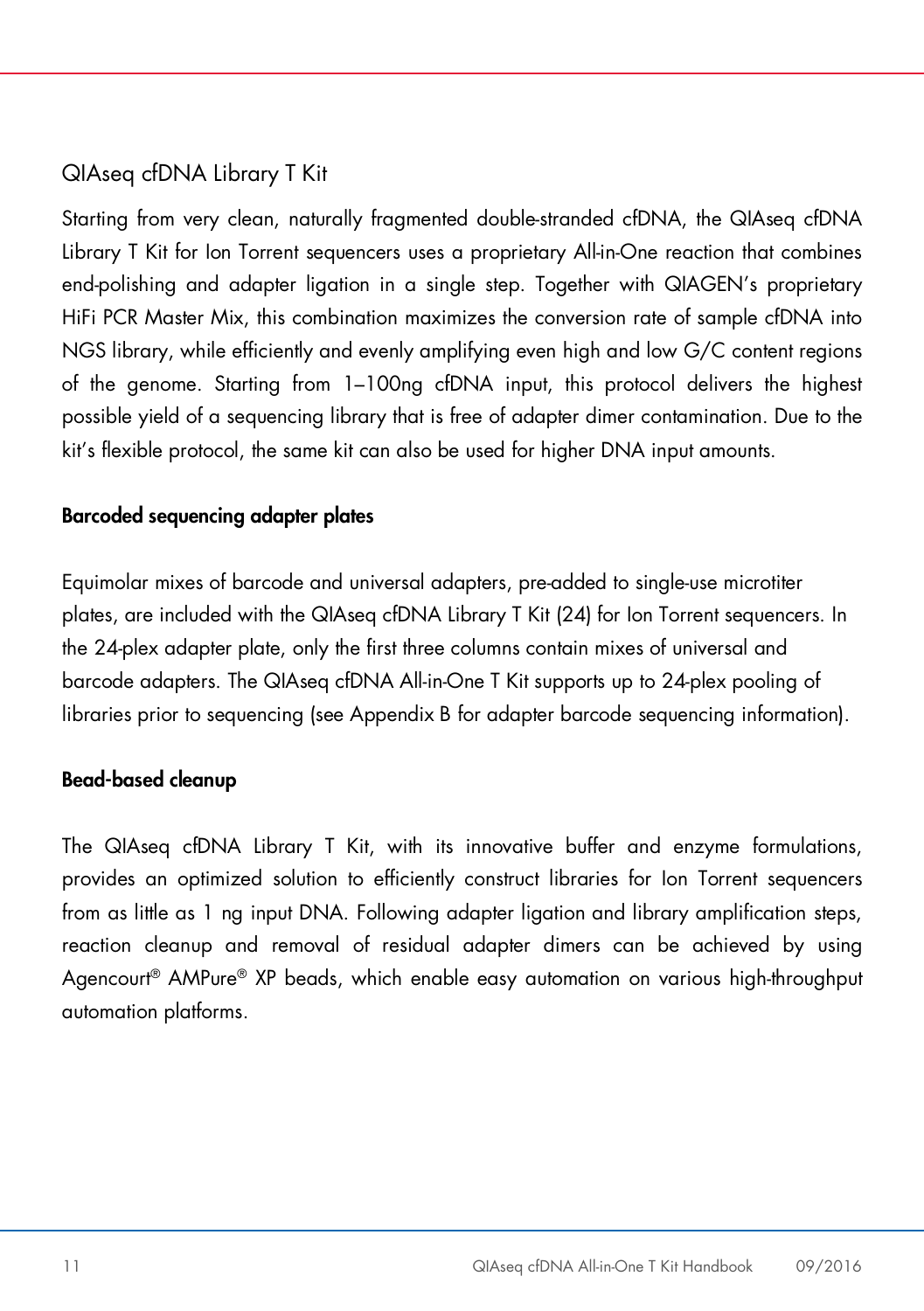## QIAseq cfDNA Library T Kit

Starting from very clean, naturally fragmented double-stranded cfDNA, the QIAseq cfDNA Library T Kit for Ion Torrent sequencers uses a proprietary All-in-One reaction that combines end-polishing and adapter ligation in a single step. Together with QIAGEN's proprietary HiFi PCR Master Mix, this combination maximizes the conversion rate of sample cfDNA into NGS library, while efficiently and evenly amplifying even high and low G/C content regions of the genome. Starting from 1–100ng cfDNA input, this protocol delivers the highest possible yield of a sequencing library that is free of adapter dimer contamination. Due to the kit's flexible protocol, the same kit can also be used for higher DNA input amounts.

### Barcoded sequencing adapter plates

Equimolar mixes of barcode and universal adapters, pre-added to single-use microtiter plates, are included with the QIAseq cfDNA Library T Kit (24) for Ion Torrent sequencers. In the 24-plex adapter plate, only the first three columns contain mixes of universal and barcode adapters. The QIAseq cfDNA All-in-One T Kit supports up to 24-plex pooling of libraries prior to sequencing (see Appendix B for adapter barcode sequencing information).

### Bead-based cleanup

The QIAseq cfDNA Library T Kit, with its innovative buffer and enzyme formulations, provides an optimized solution to efficiently construct libraries for Ion Torrent sequencers from as little as 1 ng input DNA. Following adapter ligation and library amplification steps, reaction cleanup and removal of residual adapter dimers can be achieved by using Agencourt® AMPure® XP beads, which enable easy automation on various high-throughput automation platforms.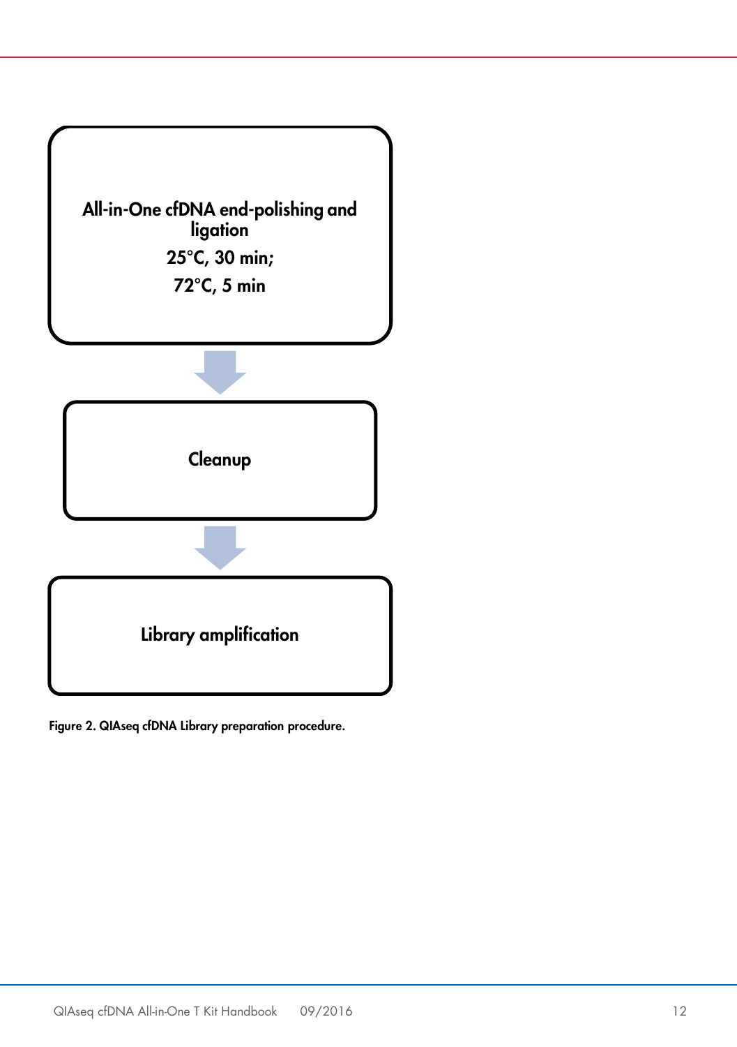All-in-One cfDNA end-polishing and ligation

25°C, 30 min;

72°C, 5 min

↓

Cleanup

↓

Library amplification

**Figure 2. QIAseq cfDNA Library preparation procedure.**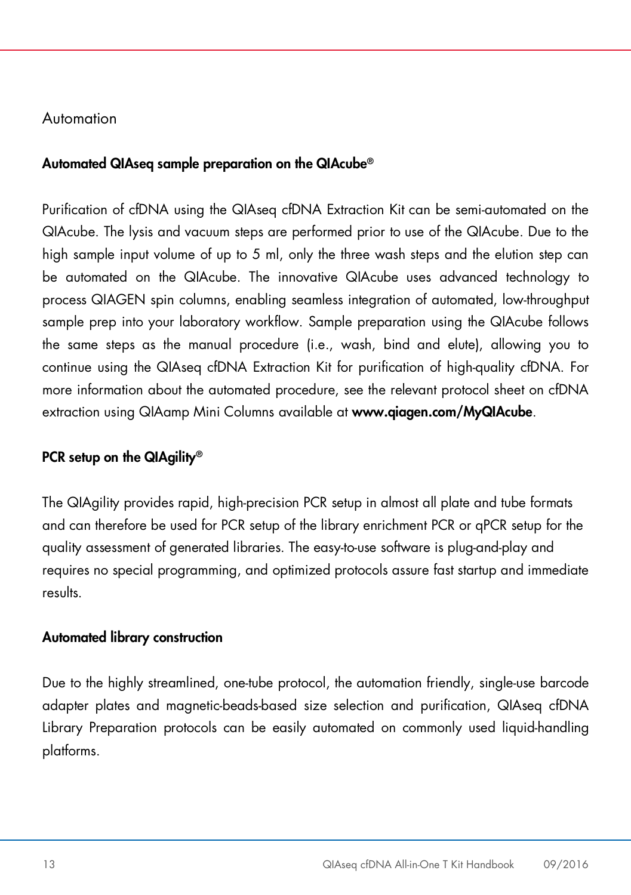## Automation

### Automated QIAseq sample preparation on the QIAcube®

Purification of cfDNA using the QIAseq cfDNA Extraction Kit can be semi-automated on the QIAcube. The lysis and vacuum steps are performed prior to use of the QIAcube. Due to the high sample input volume of up to 5 ml, only the three wash steps and the elution step can be automated on the QIAcube. The innovative QIAcube uses advanced technology to process QIAGEN spin columns, enabling seamless integration of automated, low-throughput sample prep into your laboratory workflow. Sample preparation using the QIAcube follows the same steps as the manual procedure (i.e., wash, bind and elute), allowing you to continue using the QIAseq cfDNA Extraction Kit for purification of high-quality cfDNA. For more information about the automated procedure, see the relevant protocol sheet on cfDNA extraction using QIAamp Mini Columns available at **www.qiagen.com/MyQIAcube**.

### PCR setup on the QIAgility®

The QIAgility provides rapid, high-precision PCR setup in almost all plate and tube formats and can therefore be used for PCR setup of the library enrichment PCR or qPCR setup for the quality assessment of generated libraries. The easy-to-use software is plug-and-play and requires no special programming, and optimized protocols assure fast startup and immediate results.

### Automated library construction

Due to the highly streamlined, one-tube protocol, the automation friendly, single-use barcode adapter plates and magnetic-beads-based size selection and purification, QIAseq cfDNA Library Preparation protocols can be easily automated on commonly used liquid-handling platforms.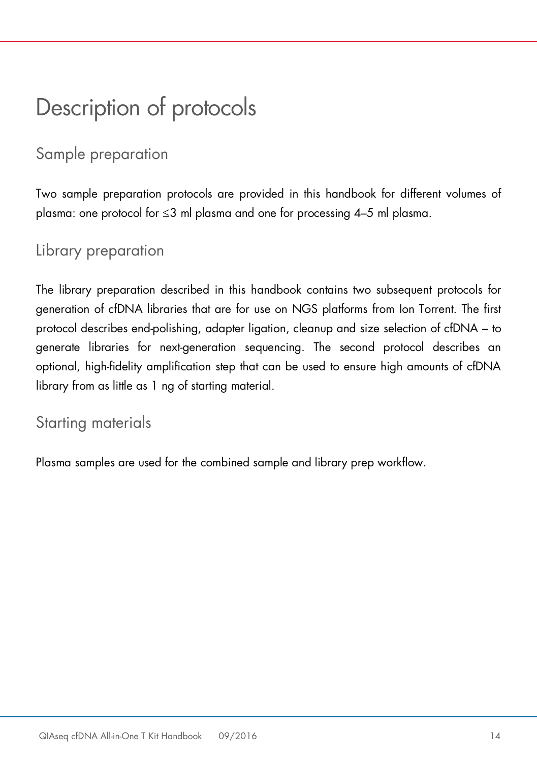# Description of protocols

## Sample preparation

Two sample preparation protocols are provided in this handbook for different volumes of plasma: one protocol for ≤3 ml plasma and one for processing 4–5 ml plasma.

## Library preparation

The library preparation described in this handbook contains two subsequent protocols for generation of cfDNA libraries that are for use on NGS platforms from Ion Torrent. The first protocol describes end-polishing, adapter ligation, cleanup and size selection of cfDNA – to generate libraries for next-generation sequencing. The second protocol describes an optional, high-fidelity amplification step that can be used to ensure high amounts of cfDNA library from as little as 1 ng of starting material.

## Starting materials

Plasma samples are used for the combined sample and library prep workflow.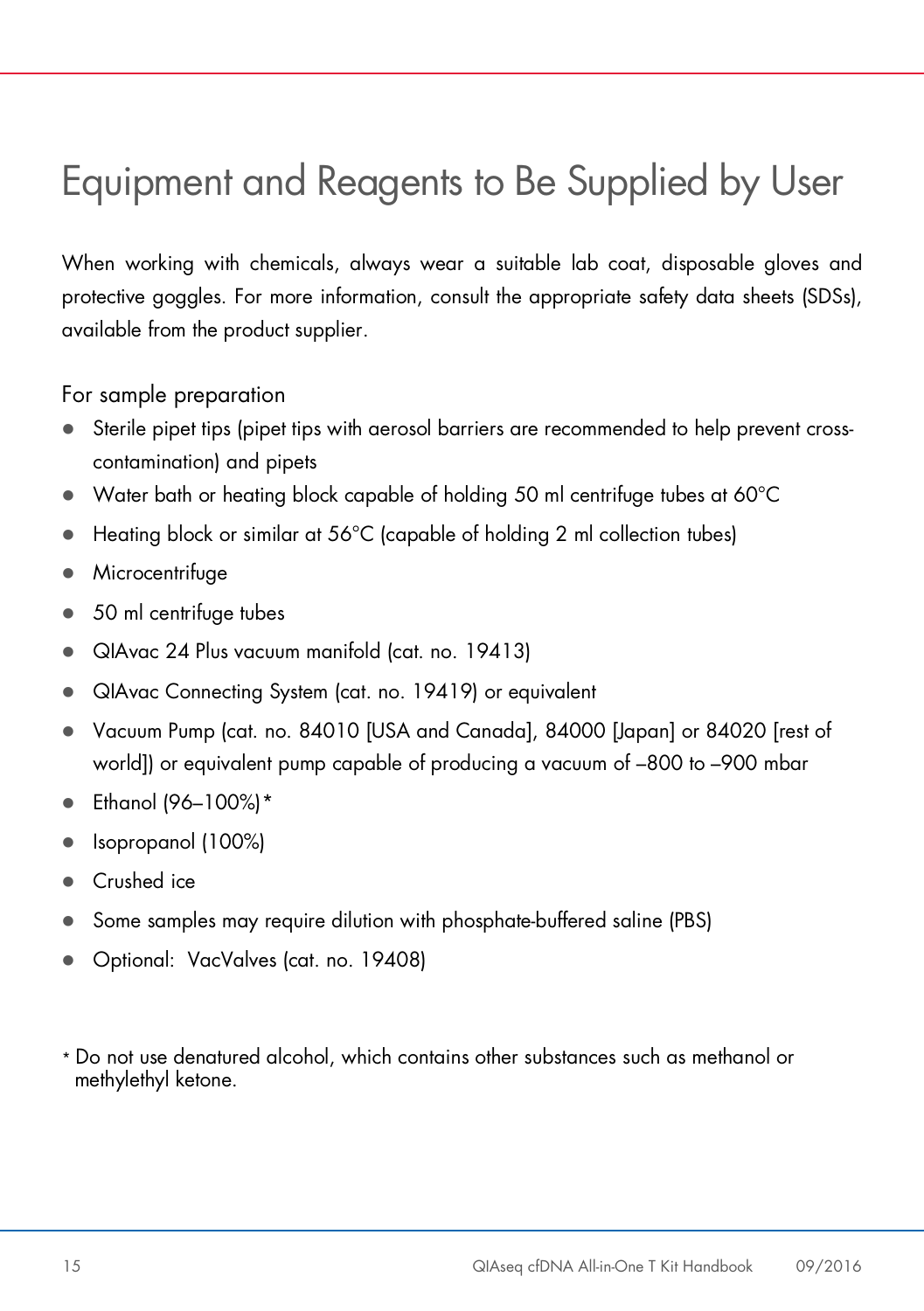# Equipment and Reagents to Be Supplied by User

When working with chemicals, always wear a suitable lab coat, disposable gloves and protective goggles. For more information, consult the appropriate safety data sheets (SDSs), available from the product supplier.

## For sample preparation

- Sterile pipet tips (pipet tips with aerosol barriers are recommended to help prevent cross-contamination) and pipets
- Water bath or heating block capable of holding 50 ml centrifuge tubes at 60°C
- Heating block or similar at 56°C (capable of holding 2 ml collection tubes)
- Microcentrifuge
- 50 ml centrifuge tubes
- QIAvac 24 Plus vacuum manifold (cat. no. 19413)
- QIAvac Connecting System (cat. no. 19419) or equivalent
- Vacuum Pump (cat. no. 84010 [USA and Canada], 84000 [Japan] or 84020 [rest of world]) or equivalent pump capable of producing a vacuum of –800 to –900 mbar
- Ethanol (96–100%)*
- Isopropanol (100%)
- Crushed ice
- Some samples may require dilution with phosphate-buffered saline (PBS)
- Optional: VacValves (cat. no. 19408)

* Do not use denatured alcohol, which contains other substances such as methanol or methylethyl ketone.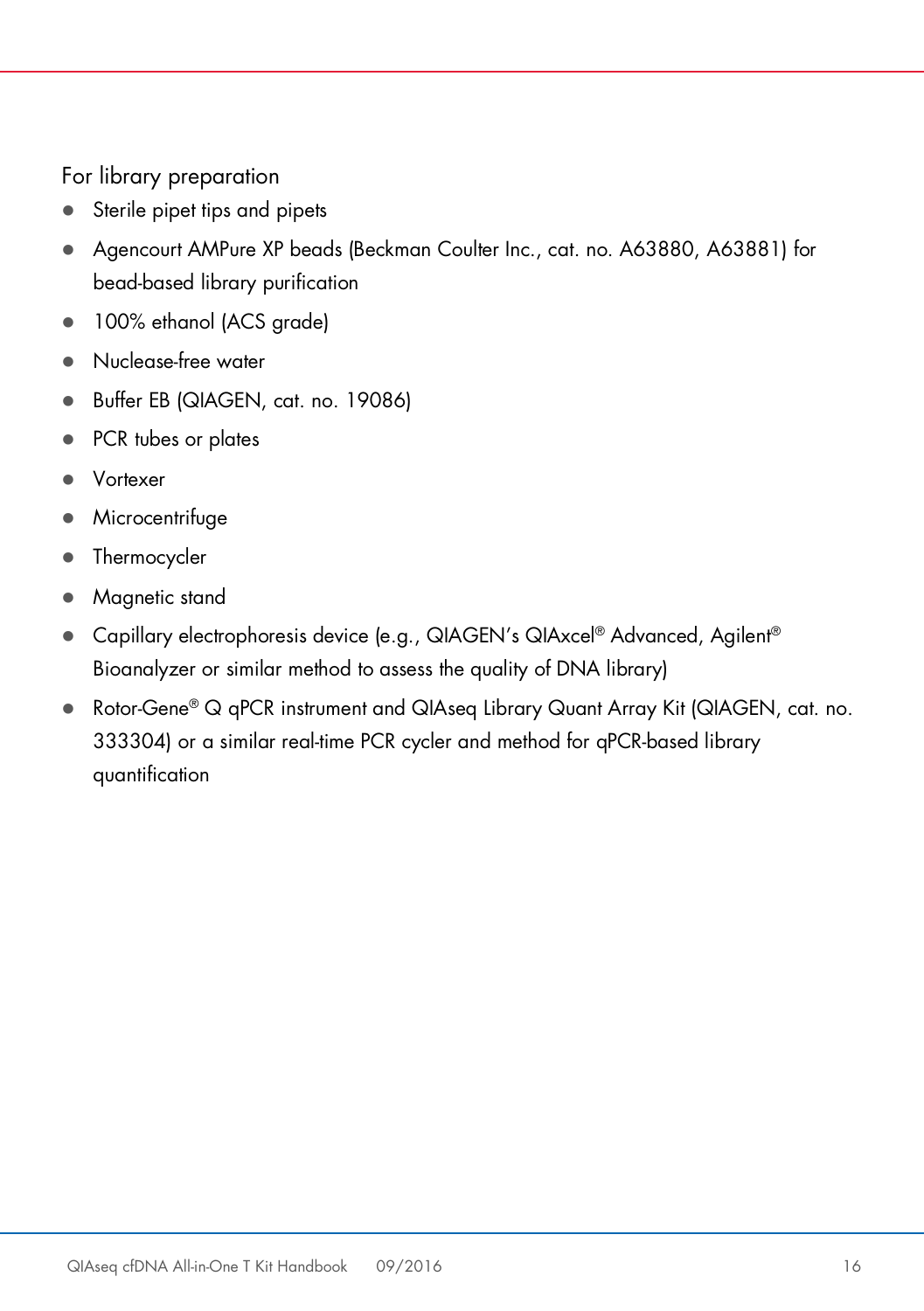### For library preparation

- Sterile pipet tips and pipets
- Agencourt AMPure XP beads (Beckman Coulter Inc., cat. no. A63880, A63881) for bead-based library purification
- 100% ethanol (ACS grade)
- Nuclease-free water
- Buffer EB (QIAGEN, cat. no. 19086)
- PCR tubes or plates
- Vortexer
- Microcentrifuge
- Thermocycler
- Magnetic stand
- Capillary electrophoresis device (e.g., QIAGEN's QIAxcel® Advanced, Agilent® Bioanalyzer or similar method to assess the quality of DNA library)
- Rotor-Gene® Q qPCR instrument and QIAseq Library Quant Array Kit (QIAGEN, cat. no. 333304) or a similar real-time PCR cycler and method for qPCR-based library quantification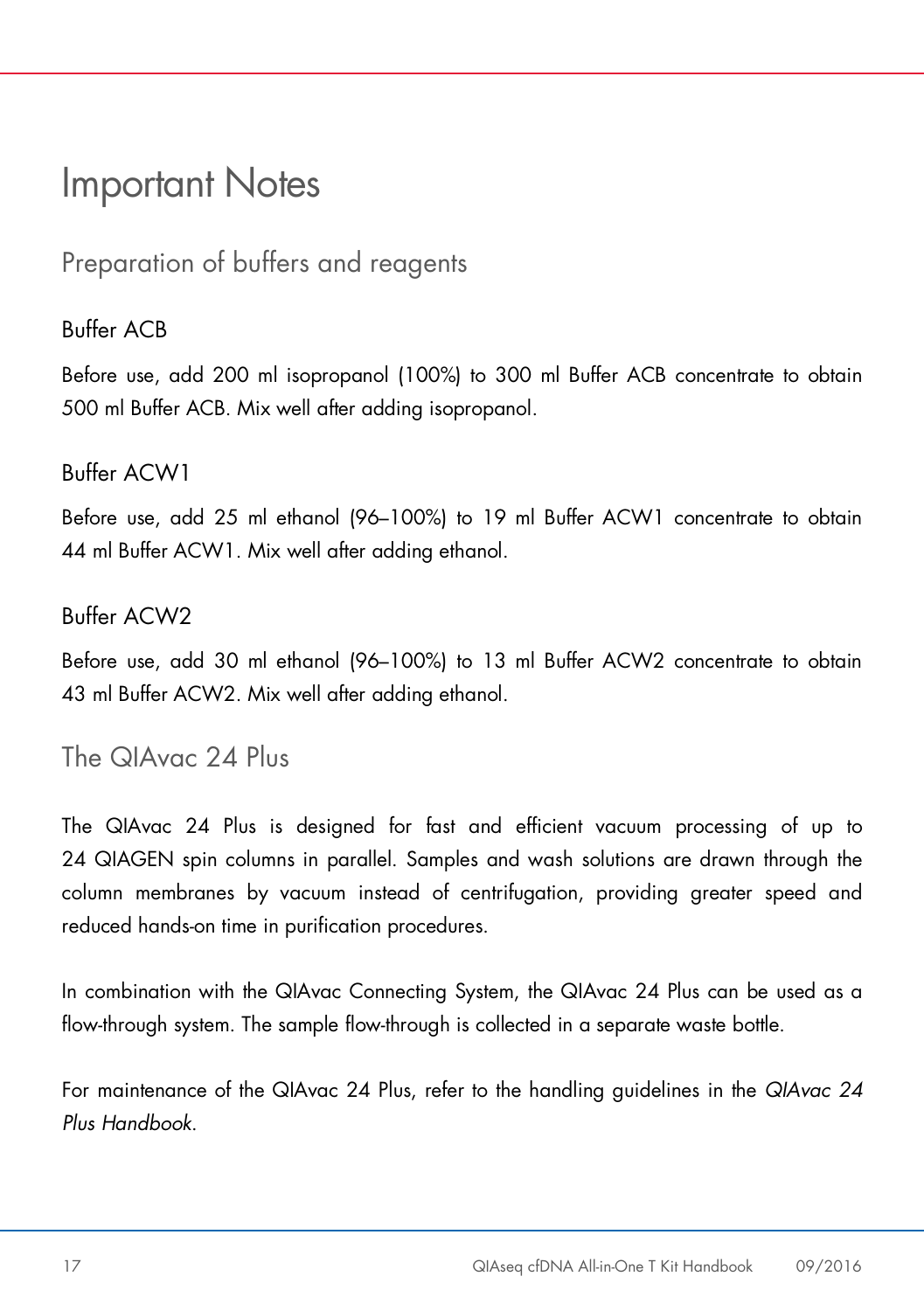# Important Notes

## Preparation of buffers and reagents

### Buffer ACB

Before use, add 200 ml isopropanol (100%) to 300 ml Buffer ACB concentrate to obtain 500 ml Buffer ACB. Mix well after adding isopropanol.

### Buffer ACW1

Before use, add 25 ml ethanol (96–100%) to 19 ml Buffer ACW1 concentrate to obtain 44 ml Buffer ACW1. Mix well after adding ethanol.

### Buffer ACW2

Before use, add 30 ml ethanol (96–100%) to 13 ml Buffer ACW2 concentrate to obtain 43 ml Buffer ACW2. Mix well after adding ethanol.

## The QIAvac 24 Plus

The QIAvac 24 Plus is designed for fast and efficient vacuum processing of up to 24 QIAGEN spin columns in parallel. Samples and wash solutions are drawn through the column membranes by vacuum instead of centrifugation, providing greater speed and reduced hands-on time in purification procedures.

In combination with the QIAvac Connecting System, the QIAvac 24 Plus can be used as a flow-through system. The sample flow-through is collected in a separate waste bottle.

For maintenance of the QIAvac 24 Plus, refer to the handling guidelines in the *QIAvac 24 Plus Handbook*.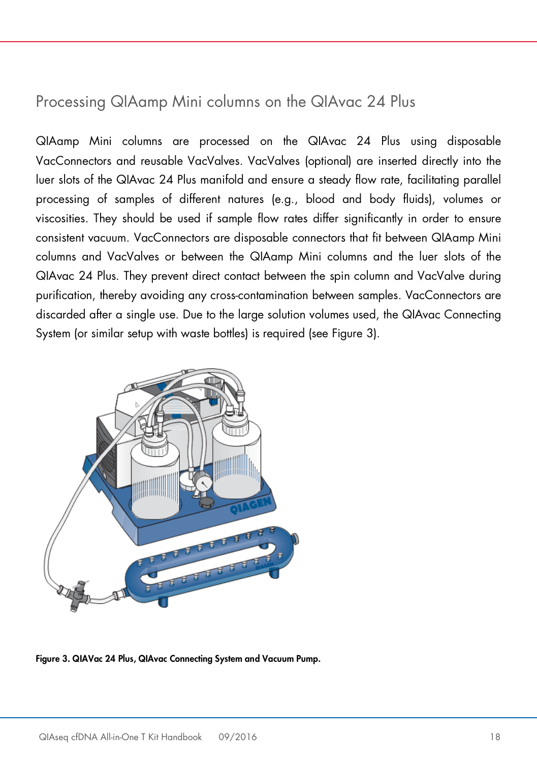## Processing QIAamp Mini columns on the QIAvac 24 Plus

QIAamp Mini columns are processed on the QIAvac 24 Plus using disposable VacConnectors and reusable VacValves. VacValves (optional) are inserted directly into the luer slots of the QIAvac 24 Plus manifold and ensure a steady flow rate, facilitating parallel processing of samples of different natures (e.g., blood and body fluids), volumes or viscosities. They should be used if sample flow rates differ significantly in order to ensure consistent vacuum. VacConnectors are disposable connectors that fit between QIAamp Mini columns and VacValves or between the QIAamp Mini columns and the luer slots of the QIAvac 24 Plus. They prevent direct contact between the spin column and VacValve during purification, thereby avoiding any cross-contamination between samples. VacConnectors are discarded after a single use. Due to the large solution volumes used, the QIAvac Connecting System (or similar setup with waste bottles) is required (see Figure 3).

**Figure 3. QIAVac 24 Plus, QIAvac Connecting System and Vacuum Pump.**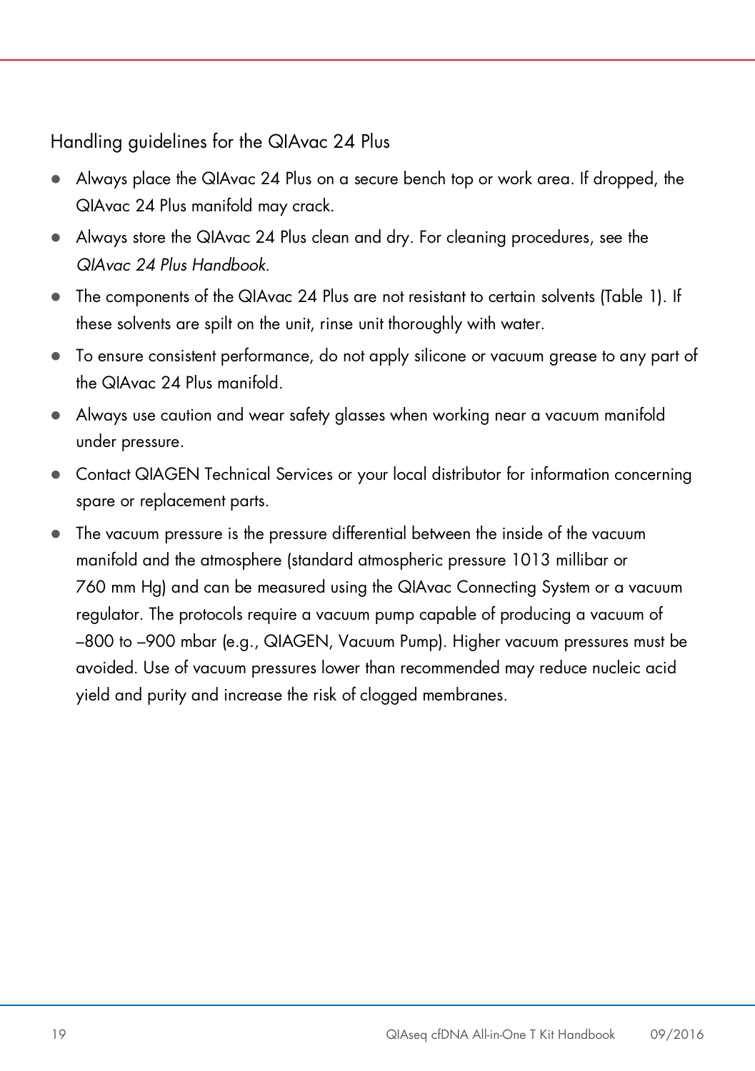### Handling guidelines for the QIAvac 24 Plus

- Always place the QIAvac 24 Plus on a secure bench top or work area. If dropped, the QIAvac 24 Plus manifold may crack.
- Always store the QIAvac 24 Plus clean and dry. For cleaning procedures, see the *QIAvac 24 Plus Handbook*.
- The components of the QIAvac 24 Plus are not resistant to certain solvents (Table 1). If these solvents are spilt on the unit, rinse unit thoroughly with water.
- To ensure consistent performance, do not apply silicone or vacuum grease to any part of the QIAvac 24 Plus manifold.
- Always use caution and wear safety glasses when working near a vacuum manifold under pressure.
- Contact QIAGEN Technical Services or your local distributor for information concerning spare or replacement parts.
- The vacuum pressure is the pressure differential between the inside of the vacuum manifold and the atmosphere (standard atmospheric pressure 1013 millibar or 760 mm Hg) and can be measured using the QIAvac Connecting System or a vacuum regulator. The protocols require a vacuum pump capable of producing a vacuum of –800 to –900 mbar (e.g., QIAGEN, Vacuum Pump). Higher vacuum pressures must be avoided. Use of vacuum pressures lower than recommended may reduce nucleic acid yield and purity and increase the risk of clogged membranes.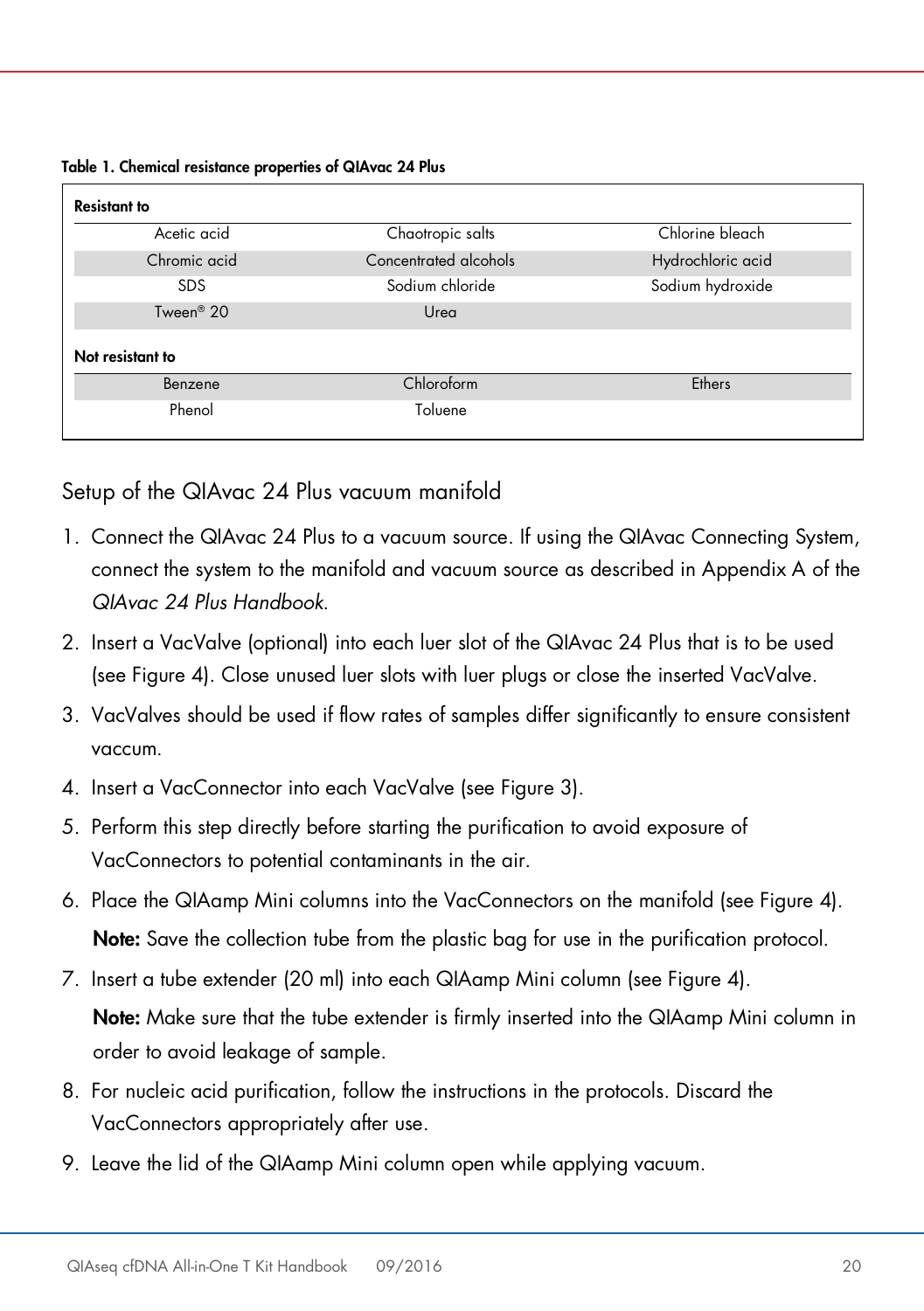**Table 1. Chemical resistance properties of QIAvac 24 Plus**

| **Resistant to** | | |
|---|---|---|
| Acetic acid | Chaotropic salts | Chlorine bleach |
| Chromic acid | Concentrated alcohols | Hydrochloric acid |
| SDS | Sodium chloride | Sodium hydroxide |
| Tween® 20 | Urea | |
| **Not resistant to** | | |
| Benzene | Chloroform | Ethers |
| Phenol | Toluene | |

## Setup of the QIAvac 24 Plus vacuum manifold

1. Connect the QIAvac 24 Plus to a vacuum source. If using the QIAvac Connecting System, connect the system to the manifold and vacuum source as described in Appendix A of the *QIAvac 24 Plus Handbook*.
2. Insert a VacValve (optional) into each luer slot of the QIAvac 24 Plus that is to be used (see Figure 4). Close unused luer slots with luer plugs or close the inserted VacValve.
3. VacValves should be used if flow rates of samples differ significantly to ensure consistent vaccum.
4. Insert a VacConnector into each VacValve (see Figure 3).
5. Perform this step directly before starting the purification to avoid exposure of VacConnectors to potential contaminants in the air.
6. Place the QIAamp Mini columns into the VacConnectors on the manifold (see Figure 4).

   **Note:** Save the collection tube from the plastic bag for use in the purification protocol.
7. Insert a tube extender (20 ml) into each QIAamp Mini column (see Figure 4).

   **Note:** Make sure that the tube extender is firmly inserted into the QIAamp Mini column in order to avoid leakage of sample.
8. For nucleic acid purification, follow the instructions in the protocols. Discard the VacConnectors appropriately after use.
9. Leave the lid of the QIAamp Mini column open while applying vacuum.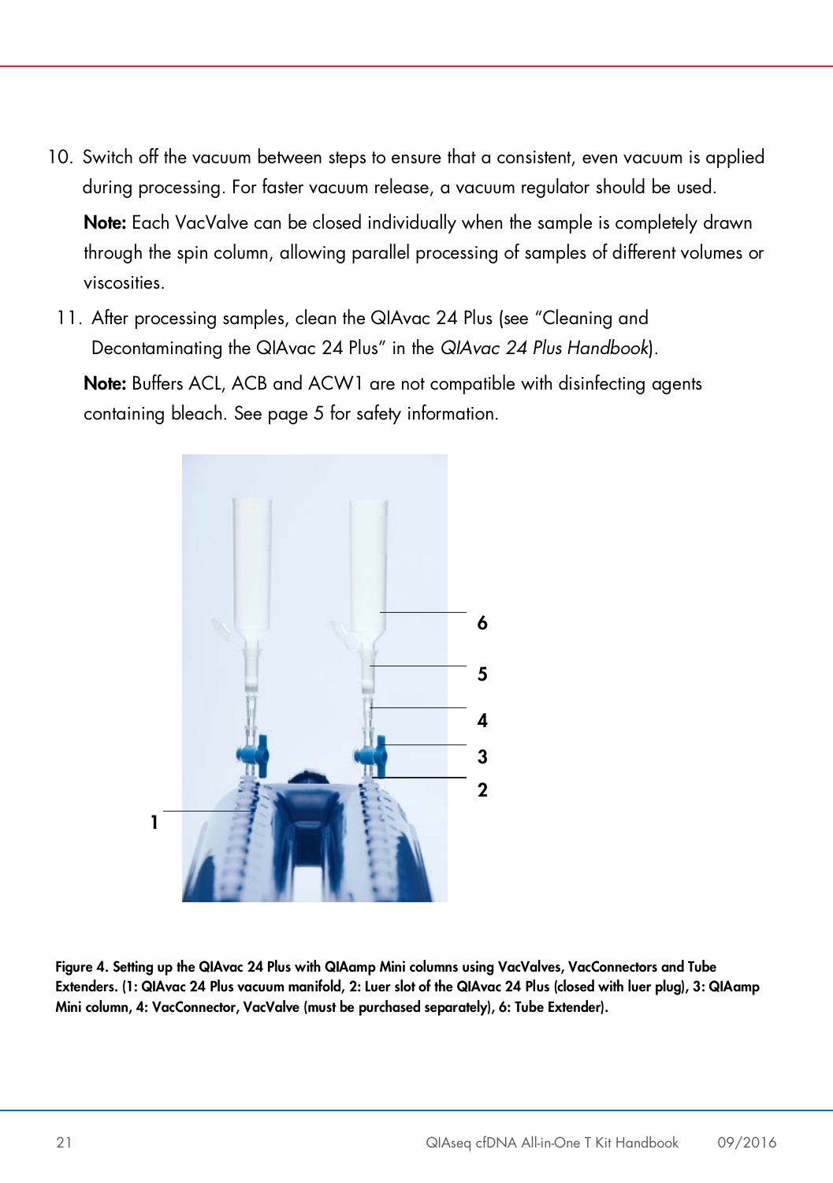10. Switch off the vacuum between steps to ensure that a consistent, even vacuum is applied during processing. For faster vacuum release, a vacuum regulator should be used.

    **Note:** Each VacValve can be closed individually when the sample is completely drawn through the spin column, allowing parallel processing of samples of different volumes or viscosities.

11. After processing samples, clean the QIAvac 24 Plus (see "Cleaning and Decontaminating the QIAvac 24 Plus" in the *QIAvac 24 Plus Handbook*).

    **Note:** Buffers ACL, ACB and ACW1 are not compatible with disinfecting agents containing bleach. See page 5 for safety information.

**Figure 4. Setting up the QIAvac 24 Plus with QIAamp Mini columns using VacValves, VacConnectors and Tube Extenders. (1: QIAvac 24 Plus vacuum manifold, 2: Luer slot of the QIAvac 24 Plus (closed with luer plug), 3: QIAamp Mini column, 4: VacConnector, VacValve (must be purchased separately), 6: Tube Extender).**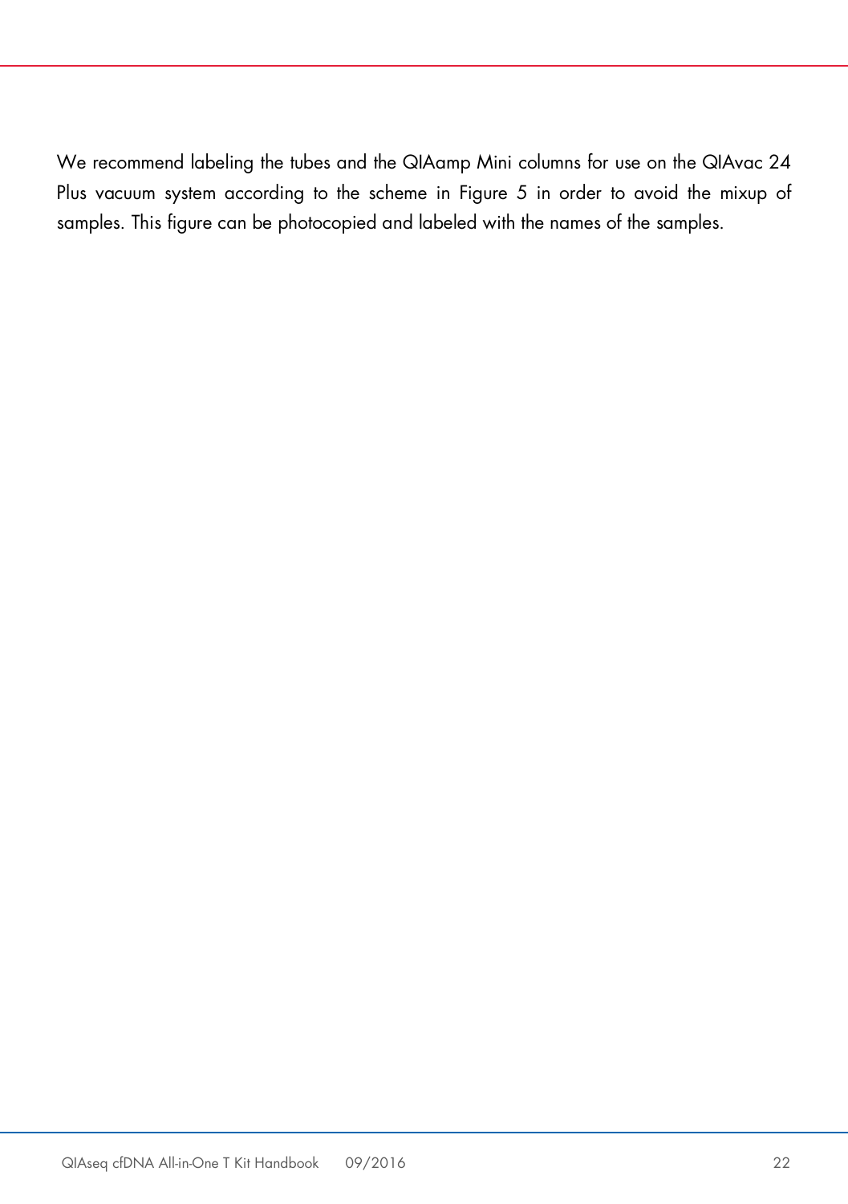We recommend labeling the tubes and the QIAamp Mini columns for use on the QIAvac 24 Plus vacuum system according to the scheme in Figure 5 in order to avoid the mixup of samples. This figure can be photocopied and labeled with the names of the samples.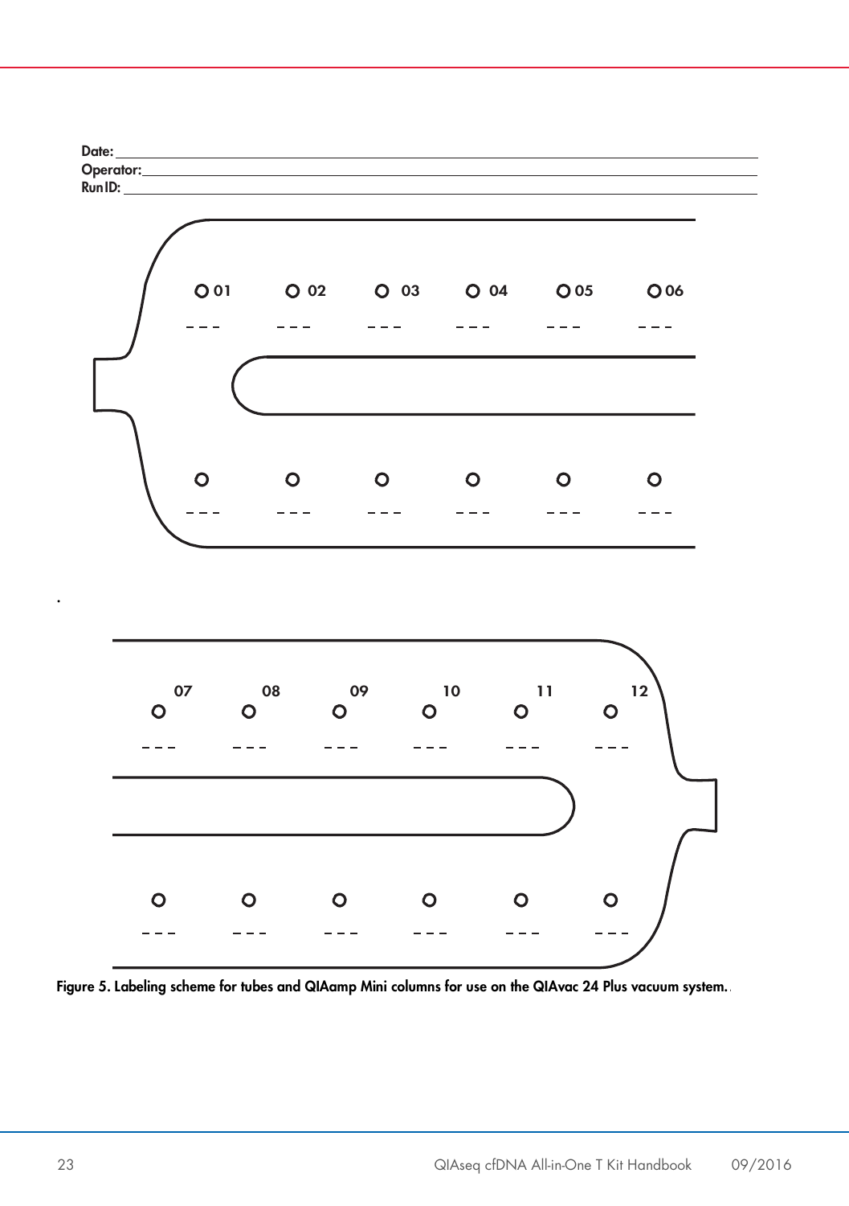Date: ___________________________________

Operator: ___________________________________

Run ID: ___________________________________

O 01 &nbsp;&nbsp; O 02 &nbsp;&nbsp; O 03 &nbsp;&nbsp; O 04 &nbsp;&nbsp; O 05 &nbsp;&nbsp; O 06

07 &nbsp;&nbsp; 08 &nbsp;&nbsp; 09 &nbsp;&nbsp; 10 &nbsp;&nbsp; 11 &nbsp;&nbsp; 12

**Figure 5. Labeling scheme for tubes and QIAamp Mini columns for use on the QIAvac 24 Plus vacuum system.**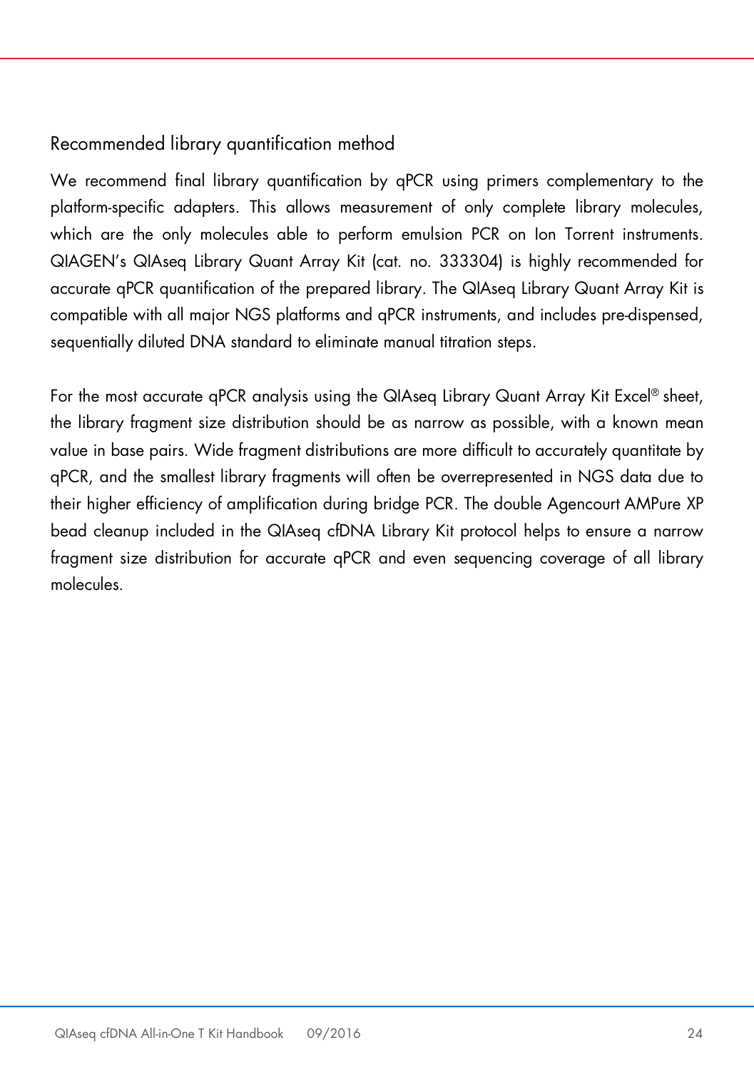### Recommended library quantification method

We recommend final library quantification by qPCR using primers complementary to the platform-specific adapters. This allows measurement of only complete library molecules, which are the only molecules able to perform emulsion PCR on Ion Torrent instruments. QIAGEN's QIAseq Library Quant Array Kit (cat. no. 333304) is highly recommended for accurate qPCR quantification of the prepared library. The QIAseq Library Quant Array Kit is compatible with all major NGS platforms and qPCR instruments, and includes pre-dispensed, sequentially diluted DNA standard to eliminate manual titration steps.

For the most accurate qPCR analysis using the QIAseq Library Quant Array Kit Excel® sheet, the library fragment size distribution should be as narrow as possible, with a known mean value in base pairs. Wide fragment distributions are more difficult to accurately quantitate by qPCR, and the smallest library fragments will often be overrepresented in NGS data due to their higher efficiency of amplification during bridge PCR. The double Agencourt AMPure XP bead cleanup included in the QIAseq cfDNA Library Kit protocol helps to ensure a narrow fragment size distribution for accurate qPCR and even sequencing coverage of all library molecules.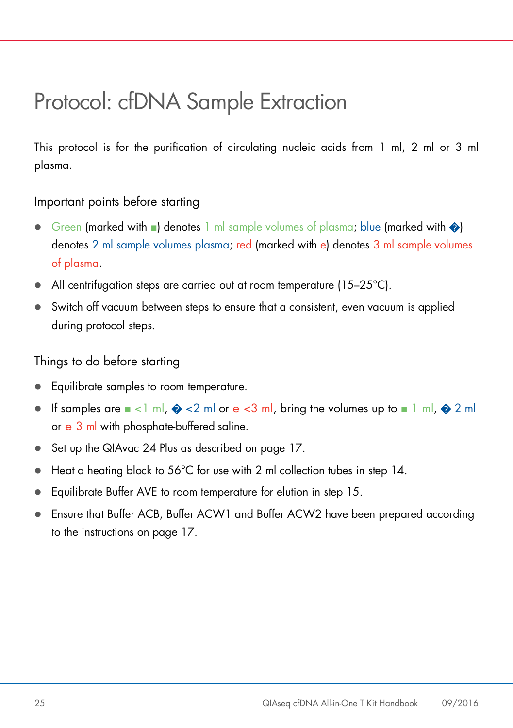# Protocol: cfDNA Sample Extraction

This protocol is for the purification of circulating nucleic acids from 1 ml, 2 ml or 3 ml plasma.

## Important points before starting

- Green (marked with ■) denotes 1 ml sample volumes of plasma; blue (marked with �) denotes 2 ml sample volumes plasma; red (marked with e) denotes 3 ml sample volumes of plasma.
- All centrifugation steps are carried out at room temperature (15–25°C).
- Switch off vacuum between steps to ensure that a consistent, even vacuum is applied during protocol steps.

## Things to do before starting

- Equilibrate samples to room temperature.
- If samples are ■ <1 ml, � <2 ml or e <3 ml, bring the volumes up to ■ 1 ml, � 2 ml or e 3 ml with phosphate-buffered saline.
- Set up the QIAvac 24 Plus as described on page 17.
- Heat a heating block to 56°C for use with 2 ml collection tubes in step 14.
- Equilibrate Buffer AVE to room temperature for elution in step 15.
- Ensure that Buffer ACB, Buffer ACW1 and Buffer ACW2 have been prepared according to the instructions on page 17.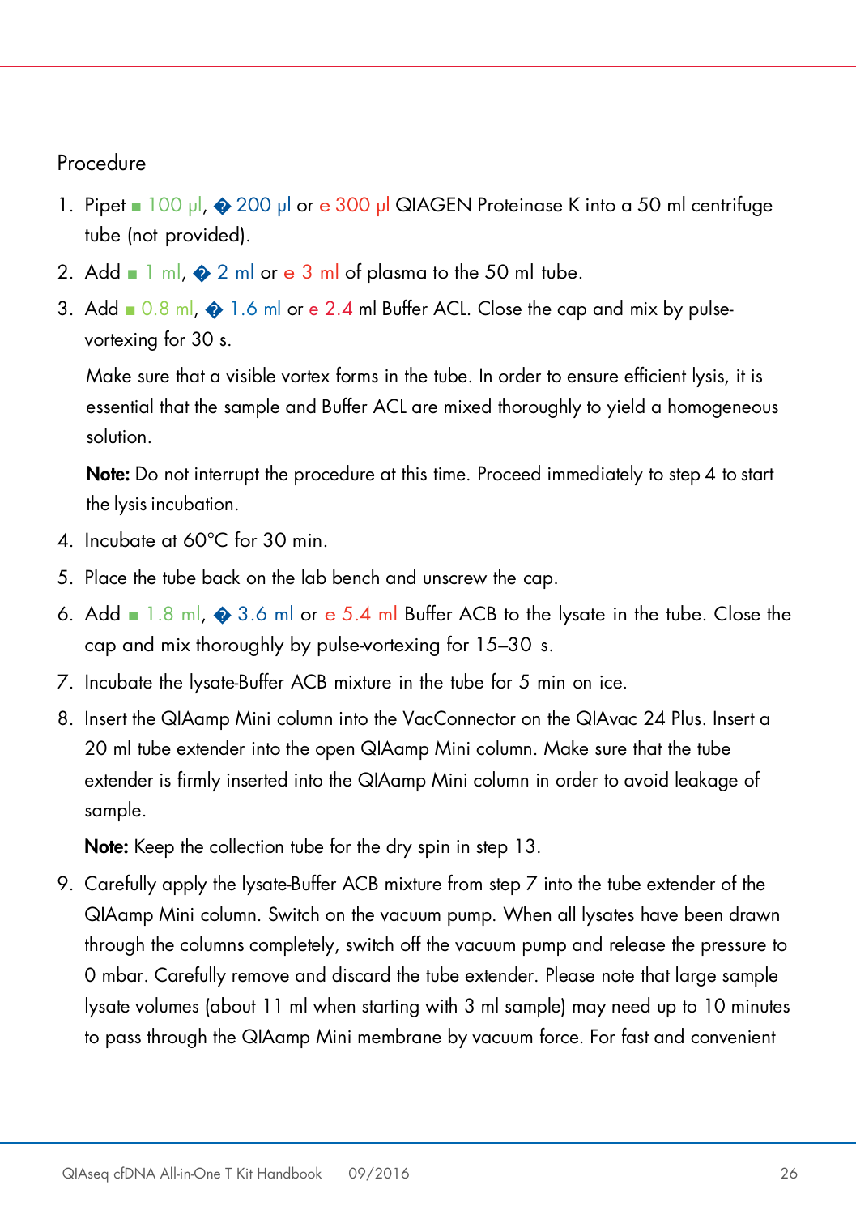Procedure

1. Pipet ■ 100 µl, � 200 µl or e 300 µl QIAGEN Proteinase K into a 50 ml centrifuge tube (not provided).
2. Add ■ 1 ml, � 2 ml or e 3 ml of plasma to the 50 ml tube.
3. Add ■ 0.8 ml, � 1.6 ml or e 2.4 ml Buffer ACL. Close the cap and mix by pulse-vortexing for 30 s.

   Make sure that a visible vortex forms in the tube. In order to ensure efficient lysis, it is essential that the sample and Buffer ACL are mixed thoroughly to yield a homogeneous solution.

   **Note:** Do not interrupt the procedure at this time. Proceed immediately to step 4 to start the lysis incubation.
4. Incubate at 60°C for 30 min.
5. Place the tube back on the lab bench and unscrew the cap.
6. Add ■ 1.8 ml, � 3.6 ml or e 5.4 ml Buffer ACB to the lysate in the tube. Close the cap and mix thoroughly by pulse-vortexing for 15–30 s.
7. Incubate the lysate-Buffer ACB mixture in the tube for 5 min on ice.
8. Insert the QIAamp Mini column into the VacConnector on the QIAvac 24 Plus. Insert a 20 ml tube extender into the open QIAamp Mini column. Make sure that the tube extender is firmly inserted into the QIAamp Mini column in order to avoid leakage of sample.

   **Note:** Keep the collection tube for the dry spin in step 13.
9. Carefully apply the lysate-Buffer ACB mixture from step 7 into the tube extender of the QIAamp Mini column. Switch on the vacuum pump. When all lysates have been drawn through the columns completely, switch off the vacuum pump and release the pressure to 0 mbar. Carefully remove and discard the tube extender. Please note that large sample lysate volumes (about 11 ml when starting with 3 ml sample) may need up to 10 minutes to pass through the QIAamp Mini membrane by vacuum force. For fast and convenient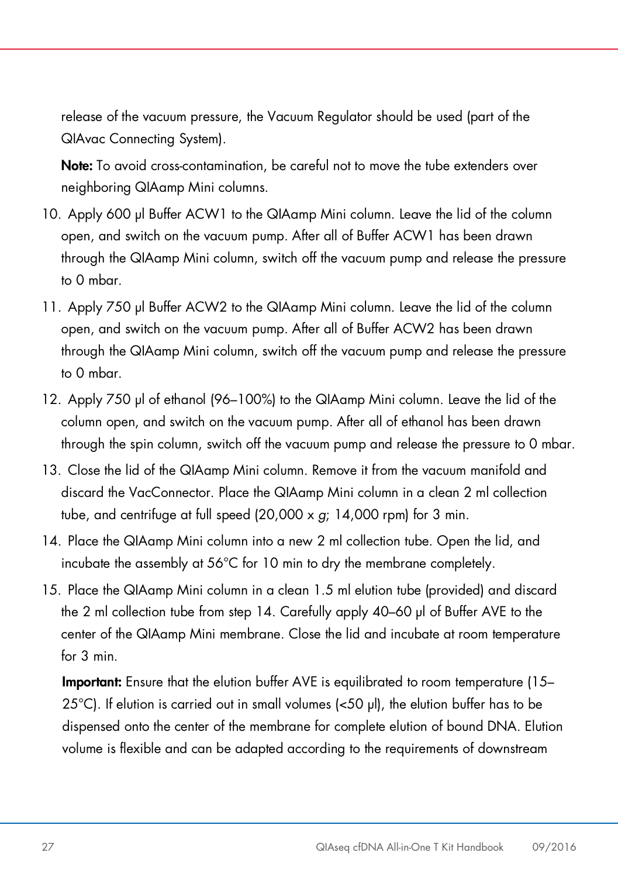release of the vacuum pressure, the Vacuum Regulator should be used (part of the QIAvac Connecting System).

**Note:** To avoid cross-contamination, be careful not to move the tube extenders over neighboring QIAamp Mini columns.

10. Apply 600 µl Buffer ACW1 to the QIAamp Mini column. Leave the lid of the column open, and switch on the vacuum pump. After all of Buffer ACW1 has been drawn through the QIAamp Mini column, switch off the vacuum pump and release the pressure to 0 mbar.
11. Apply 750 µl Buffer ACW2 to the QIAamp Mini column. Leave the lid of the column open, and switch on the vacuum pump. After all of Buffer ACW2 has been drawn through the QIAamp Mini column, switch off the vacuum pump and release the pressure to 0 mbar.
12. Apply 750 µl of ethanol (96–100%) to the QIAamp Mini column. Leave the lid of the column open, and switch on the vacuum pump. After all of ethanol has been drawn through the spin column, switch off the vacuum pump and release the pressure to 0 mbar.
13. Close the lid of the QIAamp Mini column. Remove it from the vacuum manifold and discard the VacConnector. Place the QIAamp Mini column in a clean 2 ml collection tube, and centrifuge at full speed (20,000 x *g*; 14,000 rpm) for 3 min.
14. Place the QIAamp Mini column into a new 2 ml collection tube. Open the lid, and incubate the assembly at 56°C for 10 min to dry the membrane completely.
15. Place the QIAamp Mini column in a clean 1.5 ml elution tube (provided) and discard the 2 ml collection tube from step 14. Carefully apply 40–60 µl of Buffer AVE to the center of the QIAamp Mini membrane. Close the lid and incubate at room temperature for 3 min.

    **Important:** Ensure that the elution buffer AVE is equilibrated to room temperature (15–25°C). If elution is carried out in small volumes (<50 µl), the elution buffer has to be dispensed onto the center of the membrane for complete elution of bound DNA. Elution volume is flexible and can be adapted according to the requirements of downstream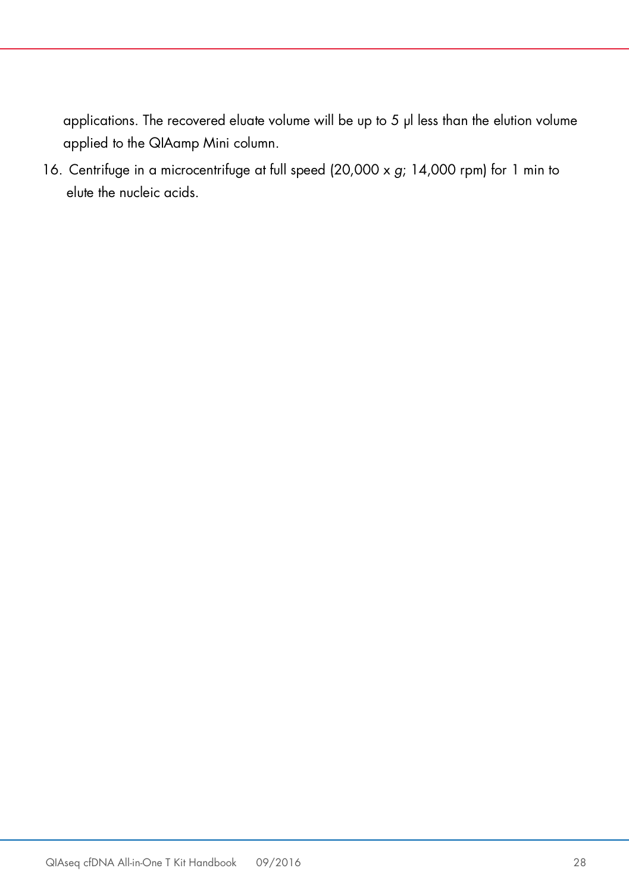applications. The recovered eluate volume will be up to 5 µl less than the elution volume applied to the QIAamp Mini column.

16. Centrifuge in a microcentrifuge at full speed (20,000 x *g*; 14,000 rpm) for 1 min to elute the nucleic acids.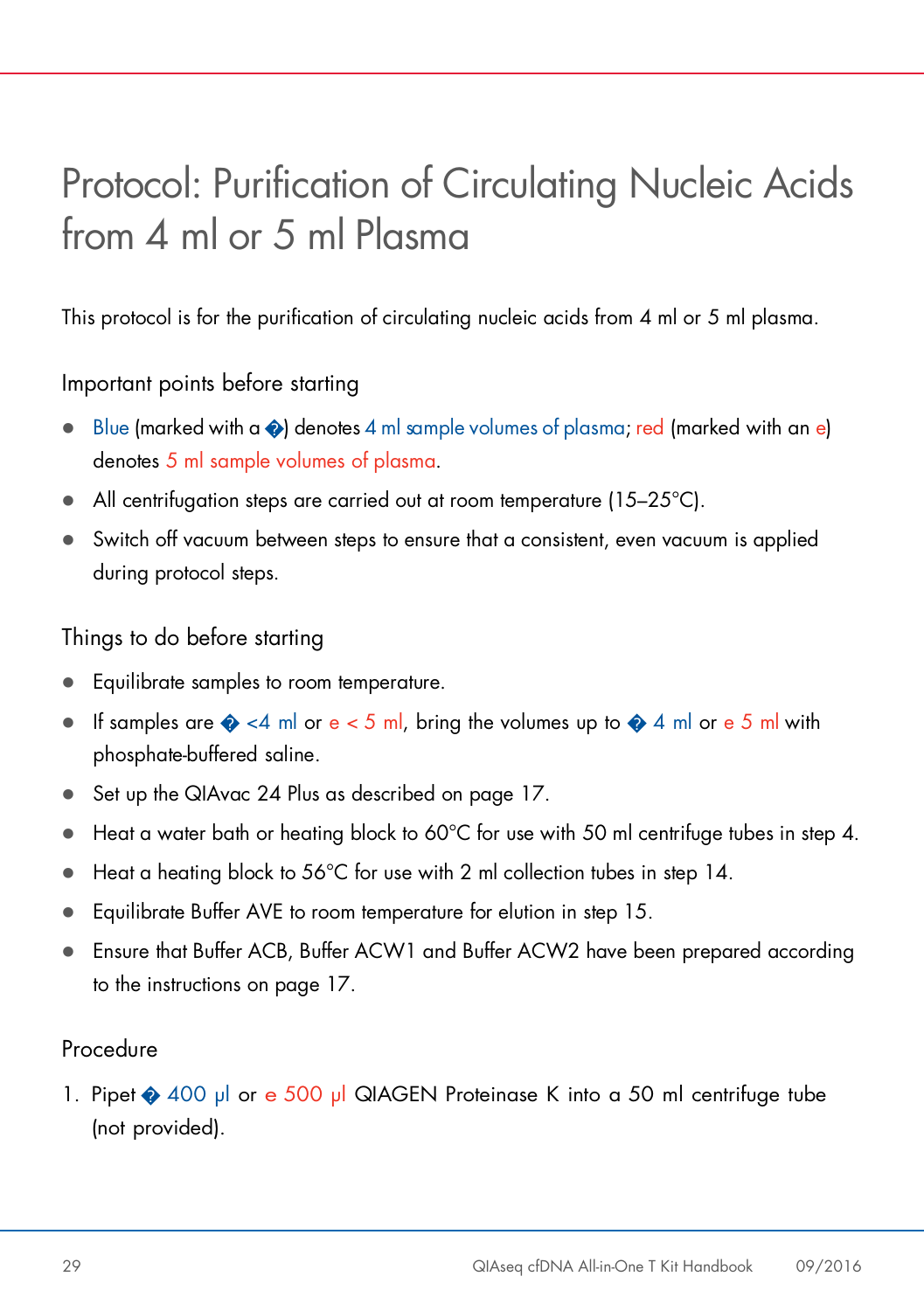# Protocol: Purification of Circulating Nucleic Acids from 4 ml or 5 ml Plasma

This protocol is for the purification of circulating nucleic acids from 4 ml or 5 ml plasma.

## Important points before starting

- Blue (marked with a �) denotes 4 ml sample volumes of plasma; red (marked with an e) denotes 5 ml sample volumes of plasma.
- All centrifugation steps are carried out at room temperature (15–25°C).
- Switch off vacuum between steps to ensure that a consistent, even vacuum is applied during protocol steps.

## Things to do before starting

- Equilibrate samples to room temperature.
- If samples are � <4 ml or e < 5 ml, bring the volumes up to � 4 ml or e 5 ml with phosphate-buffered saline.
- Set up the QIAvac 24 Plus as described on page 17.
- Heat a water bath or heating block to 60°C for use with 50 ml centrifuge tubes in step 4.
- Heat a heating block to 56°C for use with 2 ml collection tubes in step 14.
- Equilibrate Buffer AVE to room temperature for elution in step 15.
- Ensure that Buffer ACB, Buffer ACW1 and Buffer ACW2 have been prepared according to the instructions on page 17.

## Procedure

1. Pipet � 400 µl or e 500 µl QIAGEN Proteinase K into a 50 ml centrifuge tube (not provided).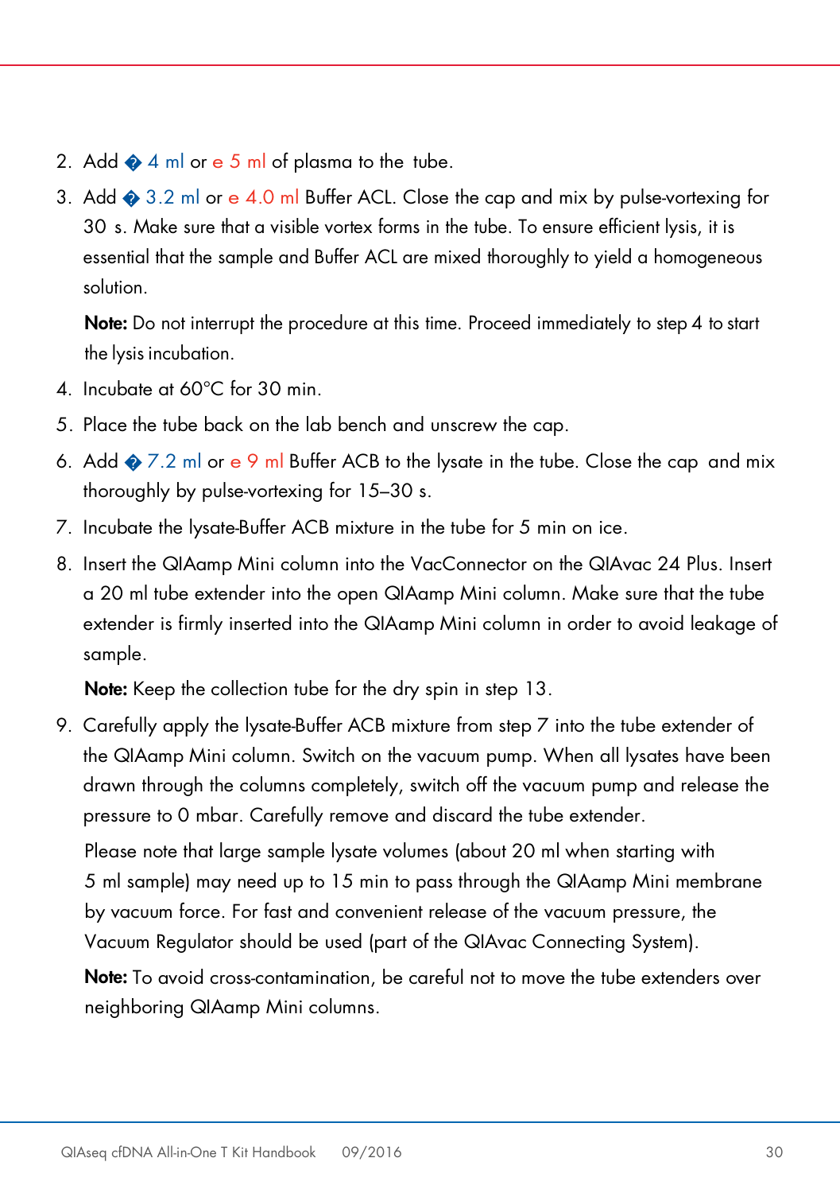2. Add � 4 ml or e 5 ml of plasma to the tube.
3. Add � 3.2 ml or e 4.0 ml Buffer ACL. Close the cap and mix by pulse-vortexing for 30 s. Make sure that a visible vortex forms in the tube. To ensure efficient lysis, it is essential that the sample and Buffer ACL are mixed thoroughly to yield a homogeneous solution.

   **Note:** Do not interrupt the procedure at this time. Proceed immediately to step 4 to start the lysis incubation.
4. Incubate at 60°C for 30 min.
5. Place the tube back on the lab bench and unscrew the cap.
6. Add � 7.2 ml or e 9 ml Buffer ACB to the lysate in the tube. Close the cap and mix thoroughly by pulse-vortexing for 15–30 s.
7. Incubate the lysate-Buffer ACB mixture in the tube for 5 min on ice.
8. Insert the QIAamp Mini column into the VacConnector on the QIAvac 24 Plus. Insert a 20 ml tube extender into the open QIAamp Mini column. Make sure that the tube extender is firmly inserted into the QIAamp Mini column in order to avoid leakage of sample.

   **Note:** Keep the collection tube for the dry spin in step 13.
9. Carefully apply the lysate-Buffer ACB mixture from step 7 into the tube extender of the QIAamp Mini column. Switch on the vacuum pump. When all lysates have been drawn through the columns completely, switch off the vacuum pump and release the pressure to 0 mbar. Carefully remove and discard the tube extender.

   Please note that large sample lysate volumes (about 20 ml when starting with 5 ml sample) may need up to 15 min to pass through the QIAamp Mini membrane by vacuum force. For fast and convenient release of the vacuum pressure, the Vacuum Regulator should be used (part of the QIAvac Connecting System).

   **Note:** To avoid cross-contamination, be careful not to move the tube extenders over neighboring QIAamp Mini columns.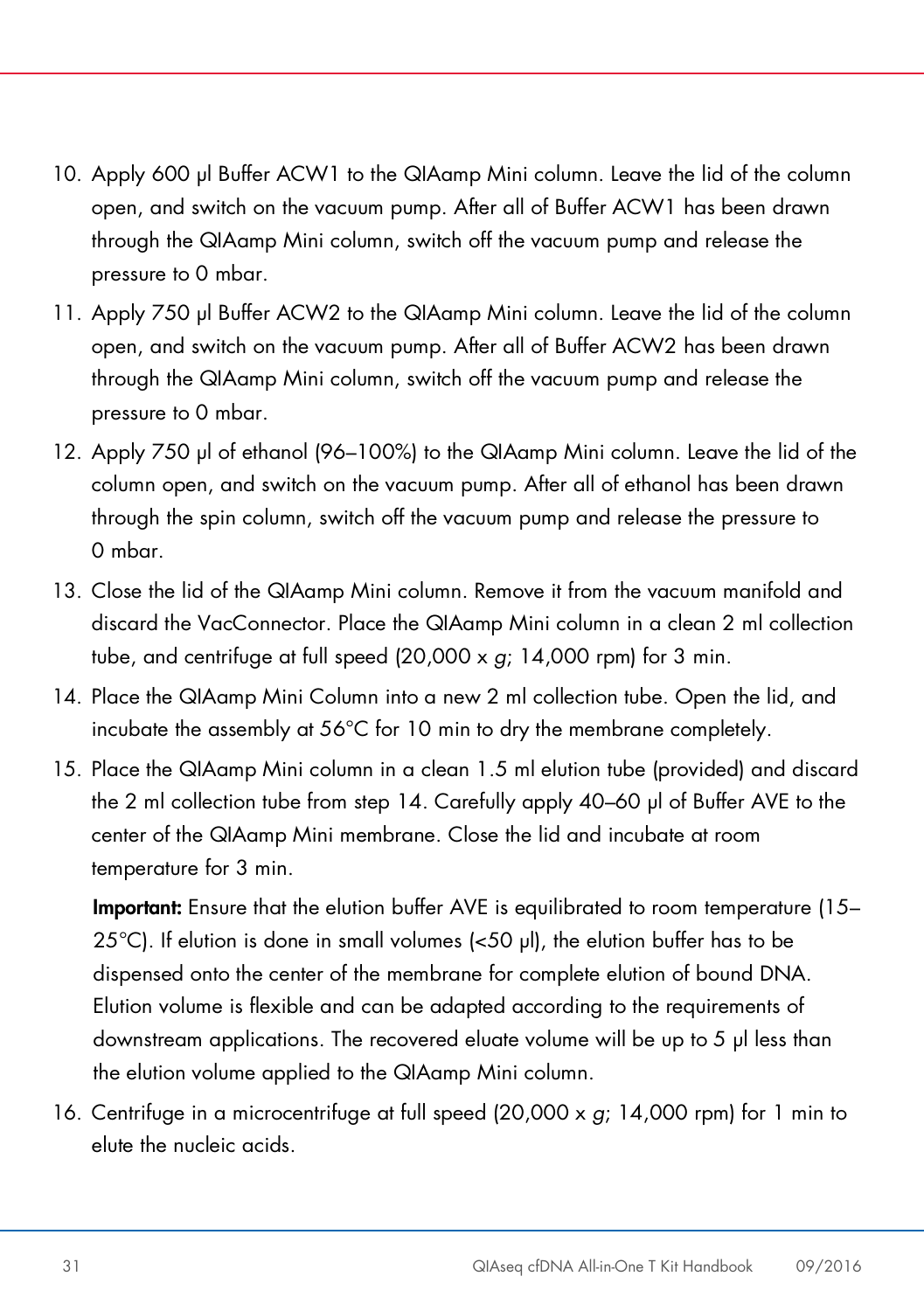10. Apply 600 µl Buffer ACW1 to the QIAamp Mini column. Leave the lid of the column open, and switch on the vacuum pump. After all of Buffer ACW1 has been drawn through the QIAamp Mini column, switch off the vacuum pump and release the pressure to 0 mbar.
11. Apply 750 µl Buffer ACW2 to the QIAamp Mini column. Leave the lid of the column open, and switch on the vacuum pump. After all of Buffer ACW2 has been drawn through the QIAamp Mini column, switch off the vacuum pump and release the pressure to 0 mbar.
12. Apply 750 µl of ethanol (96–100%) to the QIAamp Mini column. Leave the lid of the column open, and switch on the vacuum pump. After all of ethanol has been drawn through the spin column, switch off the vacuum pump and release the pressure to 0 mbar.
13. Close the lid of the QIAamp Mini column. Remove it from the vacuum manifold and discard the VacConnector. Place the QIAamp Mini column in a clean 2 ml collection tube, and centrifuge at full speed (20,000 x *g*; 14,000 rpm) for 3 min.
14. Place the QIAamp Mini Column into a new 2 ml collection tube. Open the lid, and incubate the assembly at 56°C for 10 min to dry the membrane completely.
15. Place the QIAamp Mini column in a clean 1.5 ml elution tube (provided) and discard the 2 ml collection tube from step 14. Carefully apply 40–60 µl of Buffer AVE to the center of the QIAamp Mini membrane. Close the lid and incubate at room temperature for 3 min.

    **Important:** Ensure that the elution buffer AVE is equilibrated to room temperature (15–25°C). If elution is done in small volumes (<50 µl), the elution buffer has to be dispensed onto the center of the membrane for complete elution of bound DNA. Elution volume is flexible and can be adapted according to the requirements of downstream applications. The recovered eluate volume will be up to 5 µl less than the elution volume applied to the QIAamp Mini column.

16. Centrifuge in a microcentrifuge at full speed (20,000 x *g*; 14,000 rpm) for 1 min to elute the nucleic acids.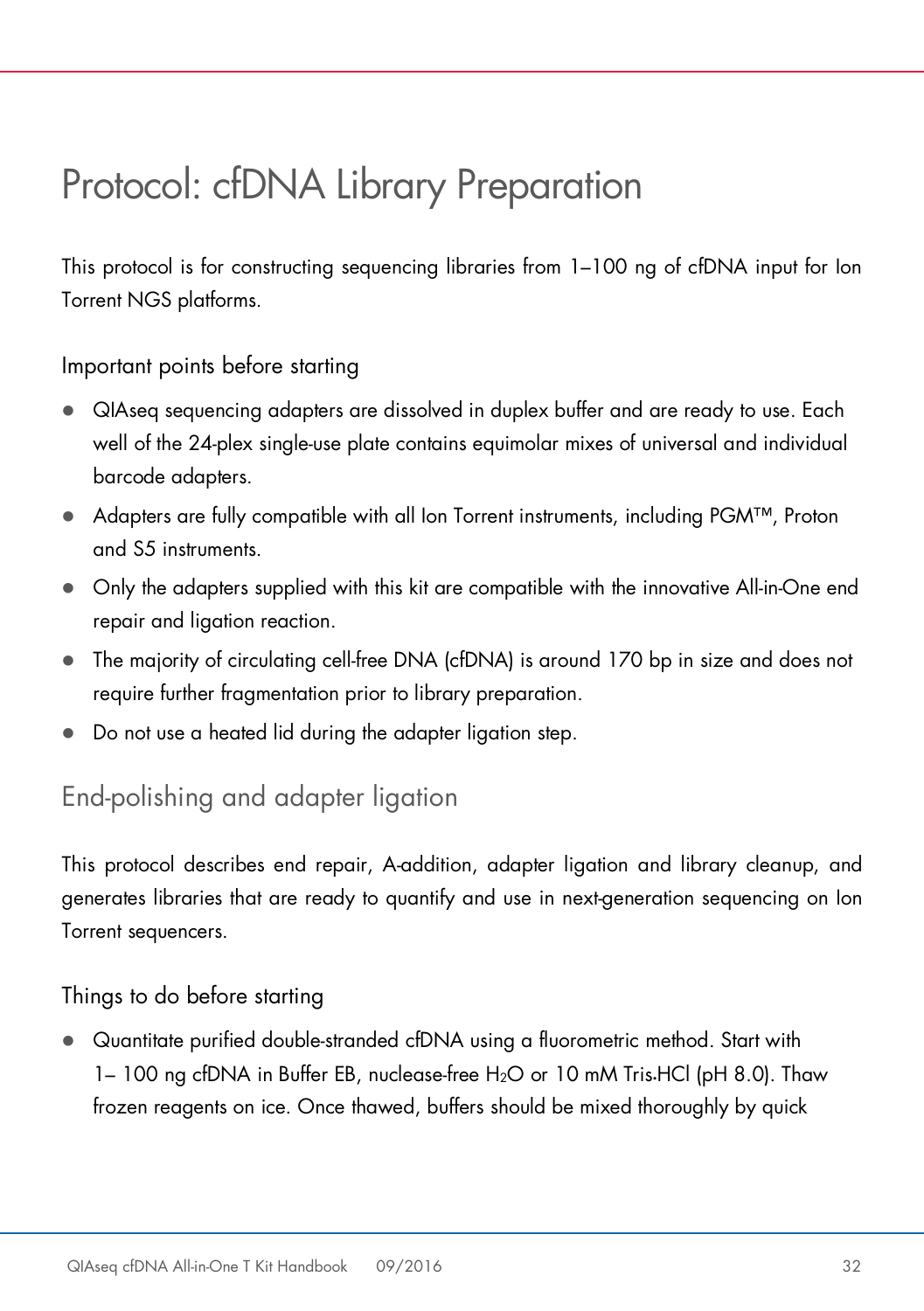# Protocol: cfDNA Library Preparation

This protocol is for constructing sequencing libraries from 1–100 ng of cfDNA input for Ion Torrent NGS platforms.

### Important points before starting

- QIAseq sequencing adapters are dissolved in duplex buffer and are ready to use. Each well of the 24-plex single-use plate contains equimolar mixes of universal and individual barcode adapters.
- Adapters are fully compatible with all Ion Torrent instruments, including PGM™, Proton and S5 instruments.
- Only the adapters supplied with this kit are compatible with the innovative All-in-One end repair and ligation reaction.
- The majority of circulating cell-free DNA (cfDNA) is around 170 bp in size and does not require further fragmentation prior to library preparation.
- Do not use a heated lid during the adapter ligation step.

## End-polishing and adapter ligation

This protocol describes end repair, A-addition, adapter ligation and library cleanup, and generates libraries that are ready to quantify and use in next-generation sequencing on Ion Torrent sequencers.

### Things to do before starting

- Quantitate purified double-stranded cfDNA using a fluorometric method. Start with 1– 100 ng cfDNA in Buffer EB, nuclease-free $H_2O$ or 10 mM Tris•HCl (pH 8.0). Thaw frozen reagents on ice. Once thawed, buffers should be mixed thoroughly by quick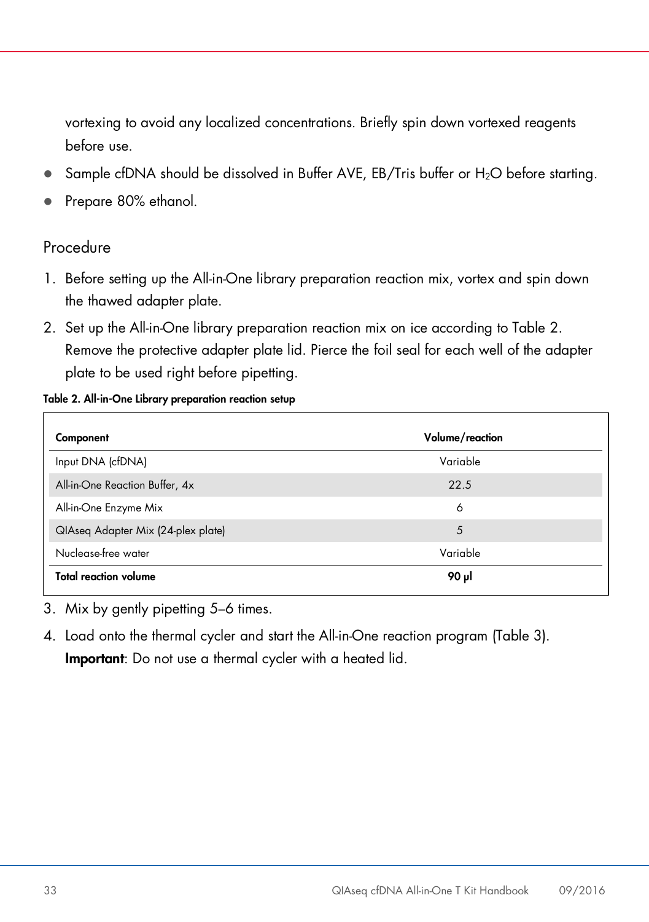vortexing to avoid any localized concentrations. Briefly spin down vortexed reagents before use.

- Sample cfDNA should be dissolved in Buffer AVE, EB/Tris buffer or $H_2O$ before starting.
- Prepare 80% ethanol.

## Procedure

1. Before setting up the All-in-One library preparation reaction mix, vortex and spin down the thawed adapter plate.
2. Set up the All-in-One library preparation reaction mix on ice according to Table 2. Remove the protective adapter plate lid. Pierce the foil seal for each well of the adapter plate to be used right before pipetting.

**Table 2. All-in-One Library preparation reaction setup**

| Component | Volume/reaction |
|---|---|
| Input DNA (cfDNA) | Variable |
| All-in-One Reaction Buffer, 4x | 22.5 |
| All-in-One Enzyme Mix | 6 |
| QIAseq Adapter Mix (24-plex plate) | 5 |
| Nuclease-free water | Variable |
| **Total reaction volume** | **90 µl** |

3. Mix by gently pipetting 5–6 times.
4. Load onto the thermal cycler and start the All-in-One reaction program (Table 3).
   **Important**: Do not use a thermal cycler with a heated lid.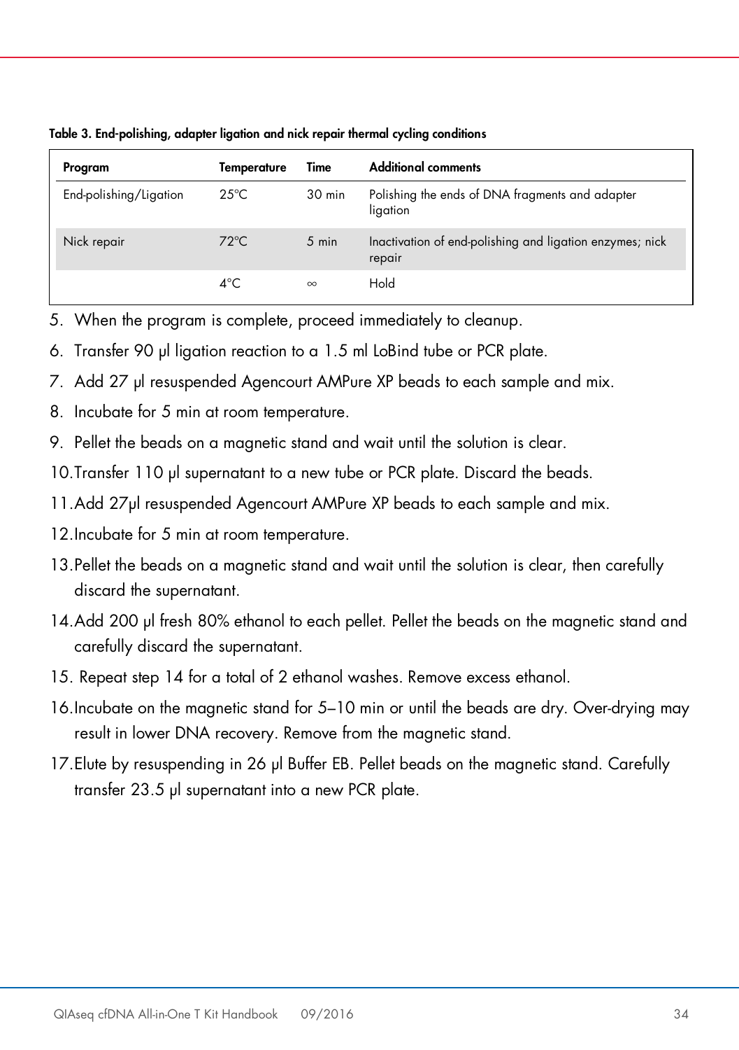**Table 3. End-polishing, adapter ligation and nick repair thermal cycling conditions**

| Program | Temperature | Time | Additional comments |
|---|---|---|---|
| End-polishing/Ligation | 25°C | 30 min | Polishing the ends of DNA fragments and adapter ligation |
| Nick repair | 72°C | 5 min | Inactivation of end-polishing and ligation enzymes; nick repair |
| | 4°C | ∞ | Hold |

5. When the program is complete, proceed immediately to cleanup.
6. Transfer 90 µl ligation reaction to a 1.5 ml LoBind tube or PCR plate.
7. Add 27 µl resuspended Agencourt AMPure XP beads to each sample and mix.
8. Incubate for 5 min at room temperature.
9. Pellet the beads on a magnetic stand and wait until the solution is clear.
10. Transfer 110 µl supernatant to a new tube or PCR plate. Discard the beads.
11. Add 27µl resuspended Agencourt AMPure XP beads to each sample and mix.
12. Incubate for 5 min at room temperature.
13. Pellet the beads on a magnetic stand and wait until the solution is clear, then carefully discard the supernatant.
14. Add 200 µl fresh 80% ethanol to each pellet. Pellet the beads on the magnetic stand and carefully discard the supernatant.
15. Repeat step 14 for a total of 2 ethanol washes. Remove excess ethanol.
16. Incubate on the magnetic stand for 5–10 min or until the beads are dry. Over-drying may result in lower DNA recovery. Remove from the magnetic stand.
17. Elute by resuspending in 26 µl Buffer EB. Pellet beads on the magnetic stand. Carefully transfer 23.5 µl supernatant into a new PCR plate.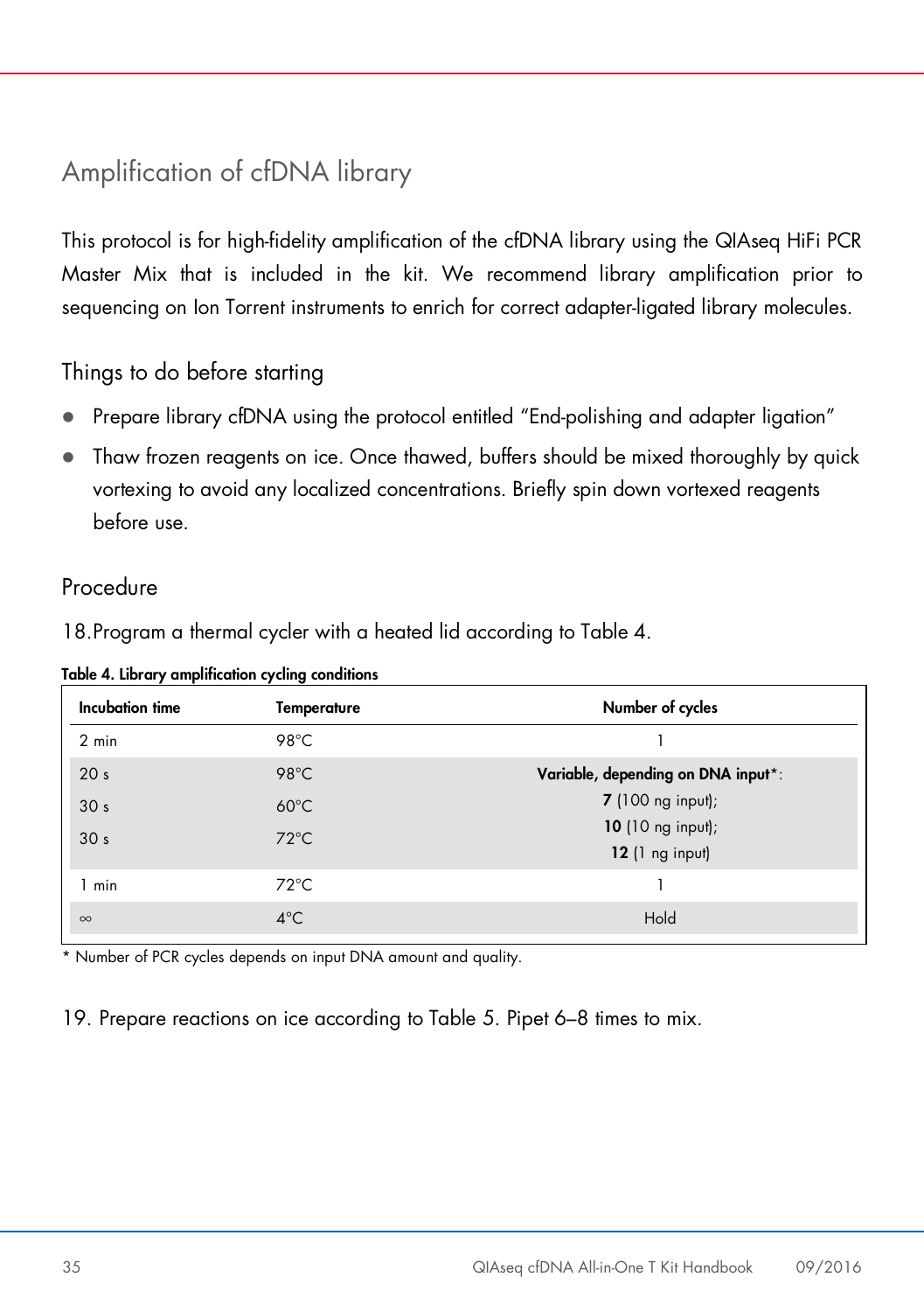# Amplification of cfDNA library

This protocol is for high-fidelity amplification of the cfDNA library using the QIAseq HiFi PCR Master Mix that is included in the kit. We recommend library amplification prior to sequencing on Ion Torrent instruments to enrich for correct adapter-ligated library molecules.

## Things to do before starting

- Prepare library cfDNA using the protocol entitled "End-polishing and adapter ligation"
- Thaw frozen reagents on ice. Once thawed, buffers should be mixed thoroughly by quick vortexing to avoid any localized concentrations. Briefly spin down vortexed reagents before use.

## Procedure

18. Program a thermal cycler with a heated lid according to Table 4.

**Table 4. Library amplification cycling conditions**

| Incubation time | Temperature | Number of cycles |
|---|---|---|
| 2 min | 98°C | 1 |
| 20 s | 98°C | **Variable, depending on DNA input***: |
| 30 s | 60°C | **7** (100 ng input); |
| 30 s | 72°C | **10** (10 ng input); **12** (1 ng input) |
| 1 min | 72°C | 1 |
| ∞ | 4°C | Hold |

* Number of PCR cycles depends on input DNA amount and quality.

19. Prepare reactions on ice according to Table 5. Pipet 6–8 times to mix.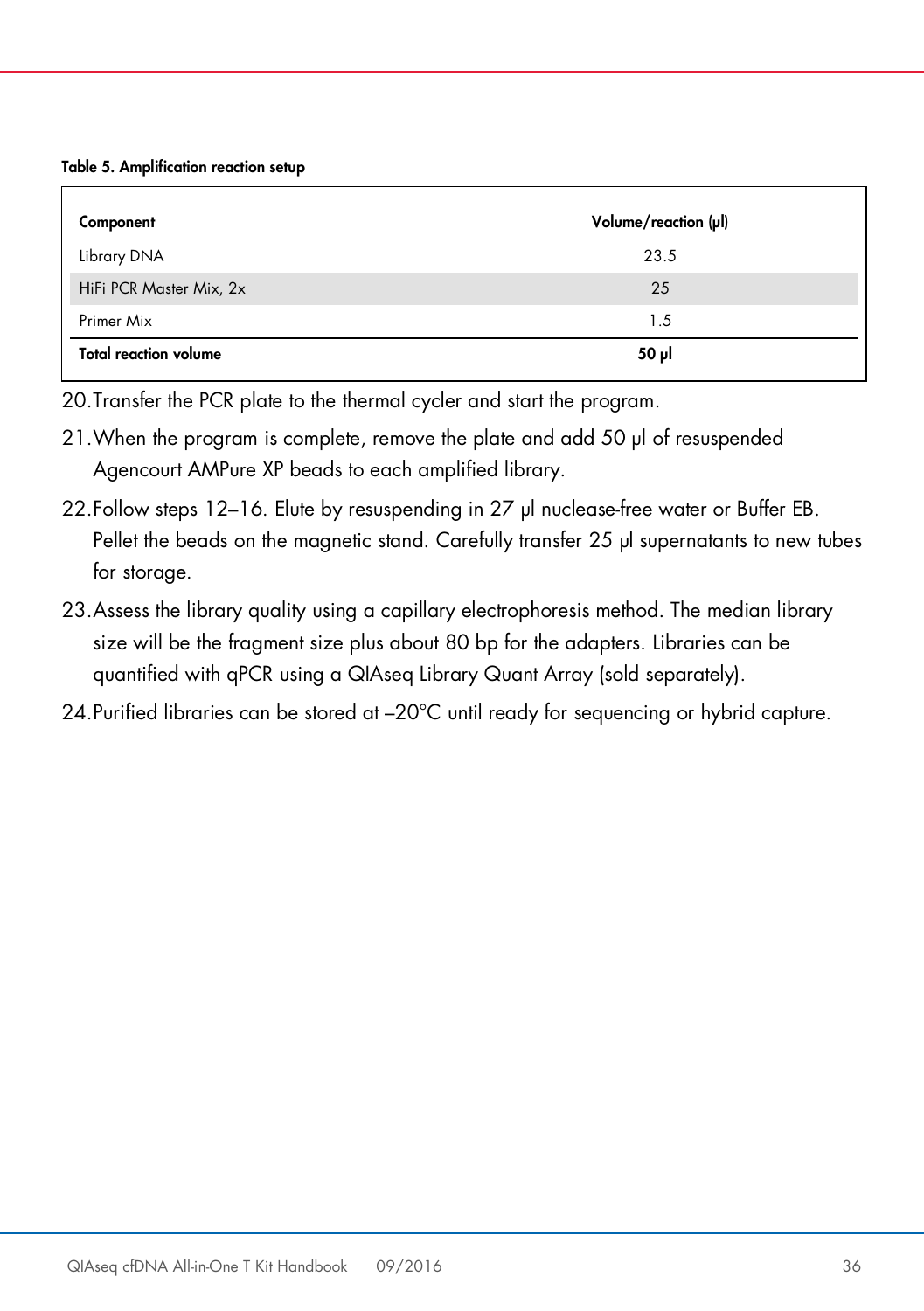**Table 5. Amplification reaction setup**

| Component | Volume/reaction (µl) |
|---|---|
| Library DNA | 23.5 |
| HiFi PCR Master Mix, 2x | 25 |
| Primer Mix | 1.5 |
| **Total reaction volume** | **50 µl** |

20. Transfer the PCR plate to the thermal cycler and start the program.
21. When the program is complete, remove the plate and add 50 µl of resuspended Agencourt AMPure XP beads to each amplified library.
22. Follow steps 12–16. Elute by resuspending in 27 µl nuclease-free water or Buffer EB. Pellet the beads on the magnetic stand. Carefully transfer 25 µl supernatants to new tubes for storage.
23. Assess the library quality using a capillary electrophoresis method. The median library size will be the fragment size plus about 80 bp for the adapters. Libraries can be quantified with qPCR using a QIAseq Library Quant Array (sold separately).
24. Purified libraries can be stored at –20°C until ready for sequencing or hybrid capture.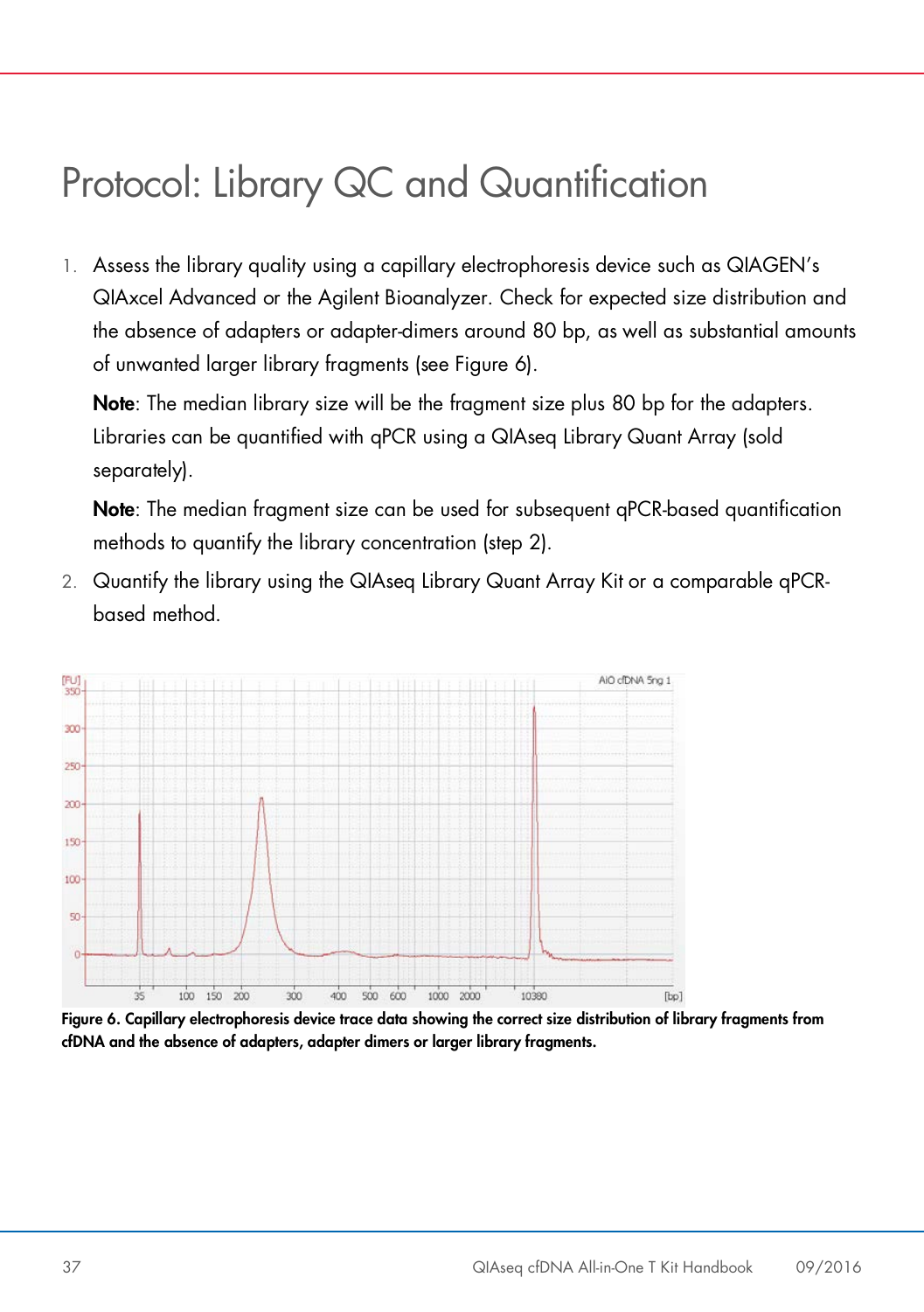# Protocol: Library QC and Quantification

1. Assess the library quality using a capillary electrophoresis device such as QIAGEN's QIAxcel Advanced or the Agilent Bioanalyzer. Check for expected size distribution and the absence of adapters or adapter-dimers around 80 bp, as well as substantial amounts of unwanted larger library fragments (see Figure 6).

   **Note**: The median library size will be the fragment size plus 80 bp for the adapters. Libraries can be quantified with qPCR using a QIAseq Library Quant Array (sold separately).

   **Note**: The median fragment size can be used for subsequent qPCR-based quantification methods to quantify the library concentration (step 2).

2. Quantify the library using the QIAseq Library Quant Array Kit or a comparable qPCR-based method.

**Figure 6. Capillary electrophoresis device trace data showing the correct size distribution of library fragments from cfDNA and the absence of adapters, adapter dimers or larger library fragments.**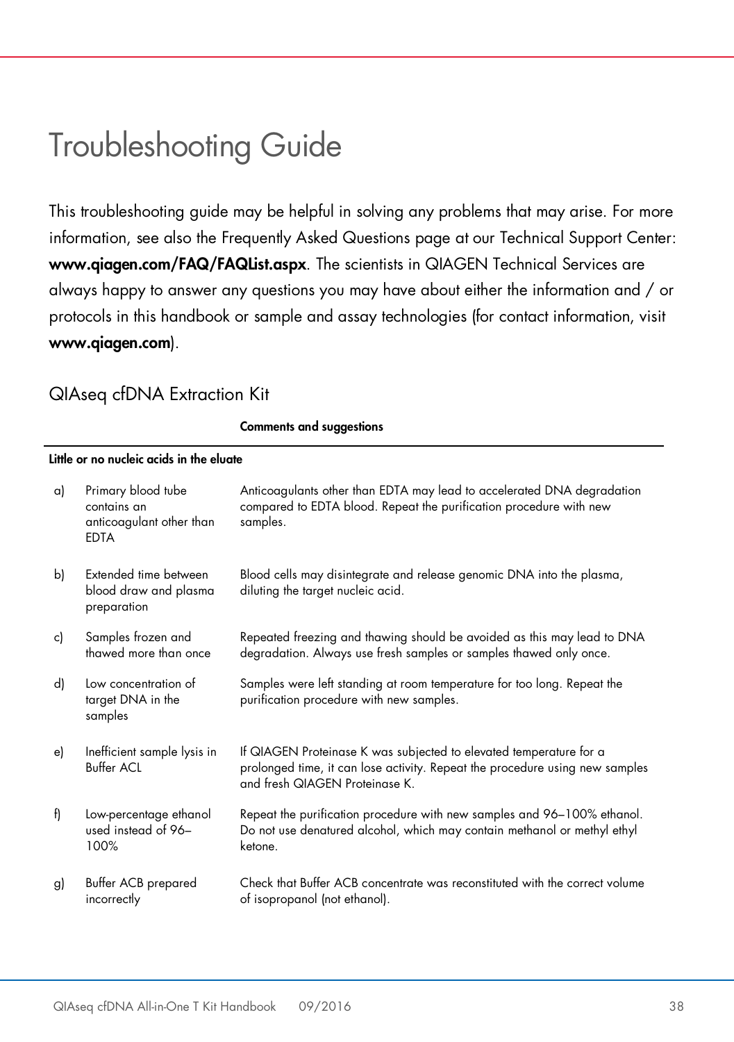# Troubleshooting Guide

This troubleshooting guide may be helpful in solving any problems that may arise. For more information, see also the Frequently Asked Questions page at our Technical Support Center: **www.qiagen.com/FAQ/FAQList.aspx**. The scientists in QIAGEN Technical Services are always happy to answer any questions you may have about either the information and / or protocols in this handbook or sample and assay technologies (for contact information, visit **www.qiagen.com**).

## QIAseq cfDNA Extraction Kit

| | | Comments and suggestions |
|---|---|---|
| **Little or no nucleic acids in the eluate** | | |
| a) | Primary blood tube contains an anticoagulant other than EDTA | Anticoagulants other than EDTA may lead to accelerated DNA degradation compared to EDTA blood. Repeat the purification procedure with new samples. |
| b) | Extended time between blood draw and plasma preparation | Blood cells may disintegrate and release genomic DNA into the plasma, diluting the target nucleic acid. |
| c) | Samples frozen and thawed more than once | Repeated freezing and thawing should be avoided as this may lead to DNA degradation. Always use fresh samples or samples thawed only once. |
| d) | Low concentration of target DNA in the samples | Samples were left standing at room temperature for too long. Repeat the purification procedure with new samples. |
| e) | Inefficient sample lysis in Buffer ACL | If QIAGEN Proteinase K was subjected to elevated temperature for a prolonged time, it can lose activity. Repeat the procedure using new samples and fresh QIAGEN Proteinase K. |
| f) | Low-percentage ethanol used instead of 96–100% | Repeat the purification procedure with new samples and 96–100% ethanol. Do not use denatured alcohol, which may contain methanol or methyl ethyl ketone. |
| g) | Buffer ACB prepared incorrectly | Check that Buffer ACB concentrate was reconstituted with the correct volume of isopropanol (not ethanol). |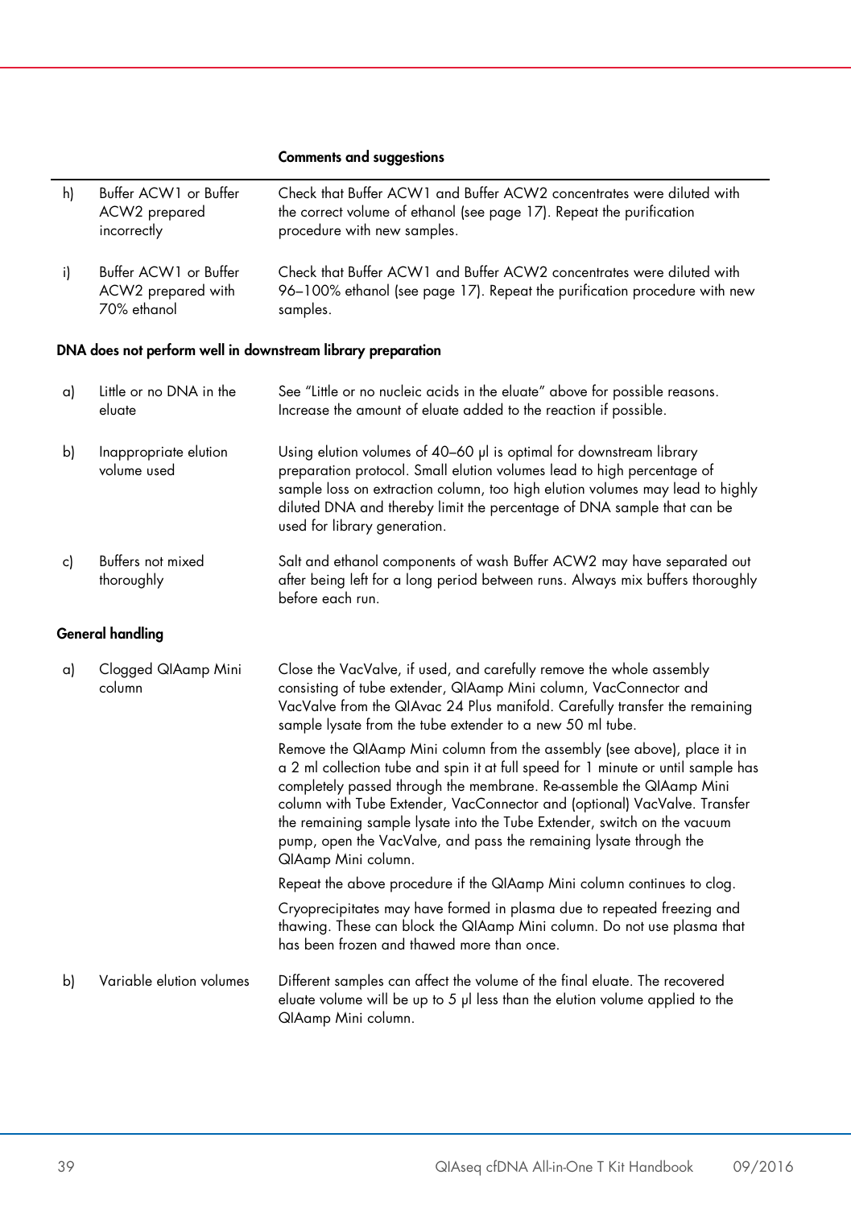| | | Comments and suggestions |
|---|---|---|
| h) | Buffer ACW1 or Buffer ACW2 prepared incorrectly | Check that Buffer ACW1 and Buffer ACW2 concentrates were diluted with the correct volume of ethanol (see page 17). Repeat the purification procedure with new samples. |
| i) | Buffer ACW1 or Buffer ACW2 prepared with 70% ethanol | Check that Buffer ACW1 and Buffer ACW2 concentrates were diluted with 96–100% ethanol (see page 17). Repeat the purification procedure with new samples. |
| **DNA does not perform well in downstream library preparation** | | |
| a) | Little or no DNA in the eluate | See "Little or no nucleic acids in the eluate" above for possible reasons. Increase the amount of eluate added to the reaction if possible. |
| b) | Inappropriate elution volume used | Using elution volumes of 40–60 µl is optimal for downstream library preparation protocol. Small elution volumes lead to high percentage of sample loss on extraction column, too high elution volumes may lead to highly diluted DNA and thereby limit the percentage of DNA sample that can be used for library generation. |
| c) | Buffers not mixed thoroughly | Salt and ethanol components of wash Buffer ACW2 may have separated out after being left for a long period between runs. Always mix buffers thoroughly before each run. |
| **General handling** | | |
| a) | Clogged QIAamp Mini column | Close the VacValve, if used, and carefully remove the whole assembly consisting of tube extender, QIAamp Mini column, VacConnector and VacValve from the QIAvac 24 Plus manifold. Carefully transfer the remaining sample lysate from the tube extender to a new 50 ml tube.<br><br>Remove the QIAamp Mini column from the assembly (see above), place it in a 2 ml collection tube and spin it at full speed for 1 minute or until sample has completely passed through the membrane. Re-assemble the QIAamp Mini column with Tube Extender, VacConnector and (optional) VacValve. Transfer the remaining sample lysate into the Tube Extender, switch on the vacuum pump, open the VacValve, and pass the remaining lysate through the QIAamp Mini column.<br><br>Repeat the above procedure if the QIAamp Mini column continues to clog.<br><br>Cryoprecipitates may have formed in plasma due to repeated freezing and thawing. These can block the QIAamp Mini column. Do not use plasma that has been frozen and thawed more than once. |
| b) | Variable elution volumes | Different samples can affect the volume of the final eluate. The recovered eluate volume will be up to 5 µl less than the elution volume applied to the QIAamp Mini column. |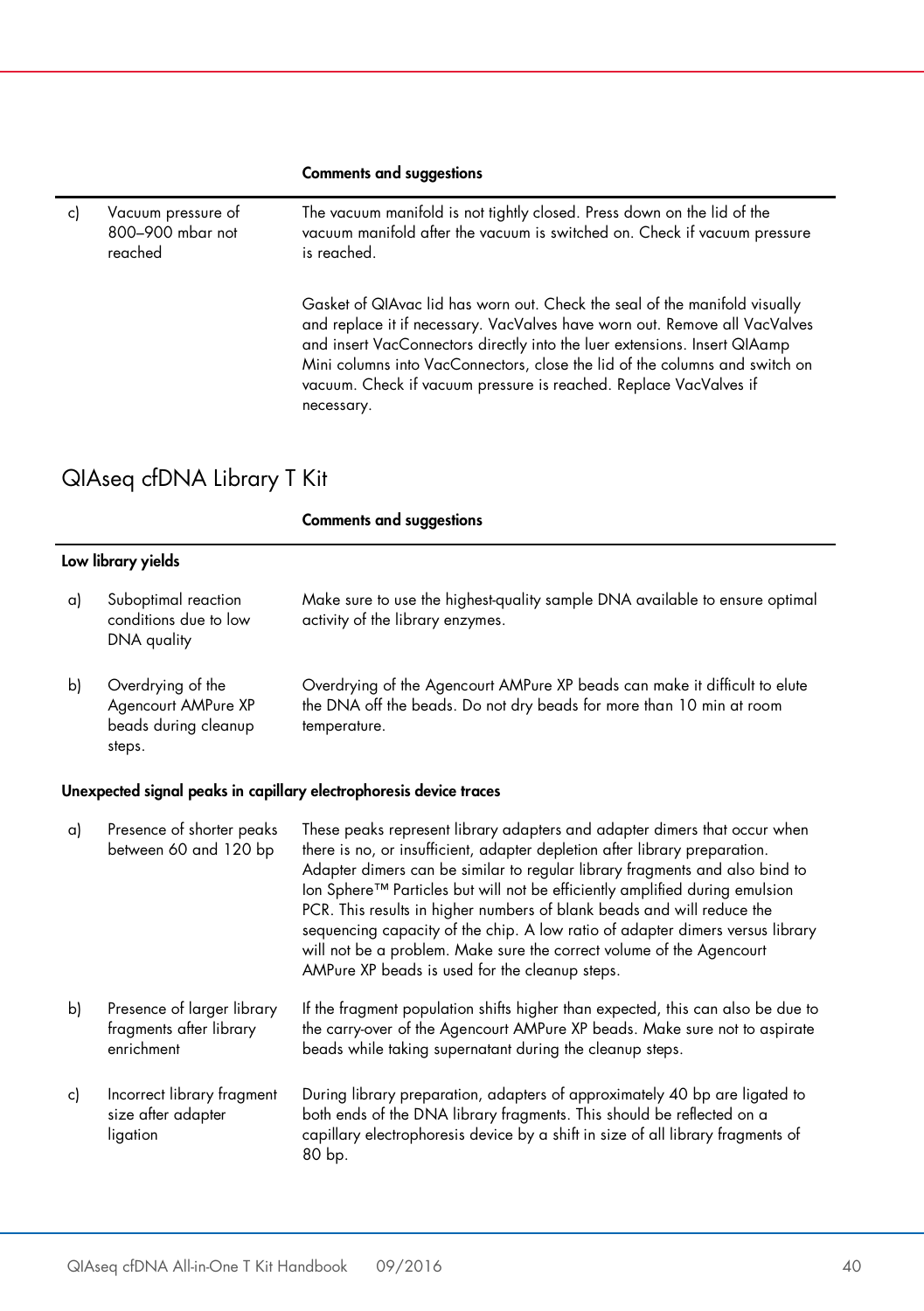| | | Comments and suggestions |
|---|---|---|
| c) | Vacuum pressure of 800–900 mbar not reached | The vacuum manifold is not tightly closed. Press down on the lid of the vacuum manifold after the vacuum is switched on. Check if vacuum pressure is reached.<br><br>Gasket of QIAvac lid has worn out. Check the seal of the manifold visually and replace it if necessary. VacValves have worn out. Remove all VacValves and insert VacConnectors directly into the luer extensions. Insert QIAamp Mini columns into VacConnectors, close the lid of the columns and switch on vacuum. Check if vacuum pressure is reached. Replace VacValves if necessary. |

## QIAseq cfDNA Library T Kit

| | | Comments and suggestions |
|---|---|---|
| **Low library yields** | | |
| a) | Suboptimal reaction conditions due to low DNA quality | Make sure to use the highest-quality sample DNA available to ensure optimal activity of the library enzymes. |
| b) | Overdrying of the Agencourt AMPure XP beads during cleanup steps. | Overdrying of the Agencourt AMPure XP beads can make it difficult to elute the DNA off the beads. Do not dry beads for more than 10 min at room temperature. |
| **Unexpected signal peaks in capillary electrophoresis device traces** | | |
| a) | Presence of shorter peaks between 60 and 120 bp | These peaks represent library adapters and adapter dimers that occur when there is no, or insufficient, adapter depletion after library preparation. Adapter dimers can be similar to regular library fragments and also bind to Ion Sphere™ Particles but will not be efficiently amplified during emulsion PCR. This results in higher numbers of blank beads and will reduce the sequencing capacity of the chip. A low ratio of adapter dimers versus library will not be a problem. Make sure the correct volume of the Agencourt AMPure XP beads is used for the cleanup steps. |
| b) | Presence of larger library fragments after library enrichment | If the fragment population shifts higher than expected, this can also be due to the carry-over of the Agencourt AMPure XP beads. Make sure not to aspirate beads while taking supernatant during the cleanup steps. |
| c) | Incorrect library fragment size after adapter ligation | During library preparation, adapters of approximately 40 bp are ligated to both ends of the DNA library fragments. This should be reflected on a capillary electrophoresis device by a shift in size of all library fragments of 80 bp. |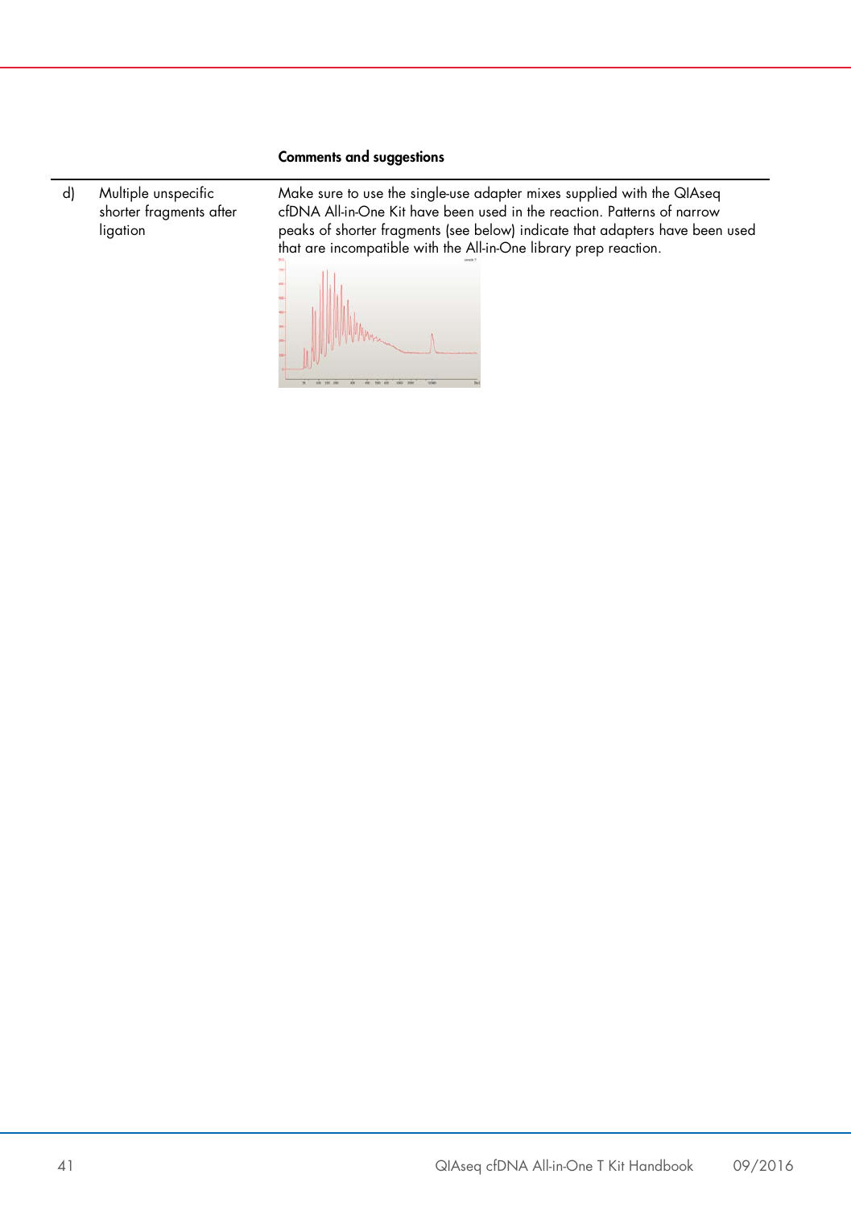| | | Comments and suggestions |
|---|---|---|
| d) | Multiple unspecific shorter fragments after ligation | Make sure to use the single-use adapter mixes supplied with the QIAseq cfDNA All-in-One Kit have been used in the reaction. Patterns of narrow peaks of shorter fragments (see below) indicate that adapters have been used that are incompatible with the All-in-One library prep reaction. |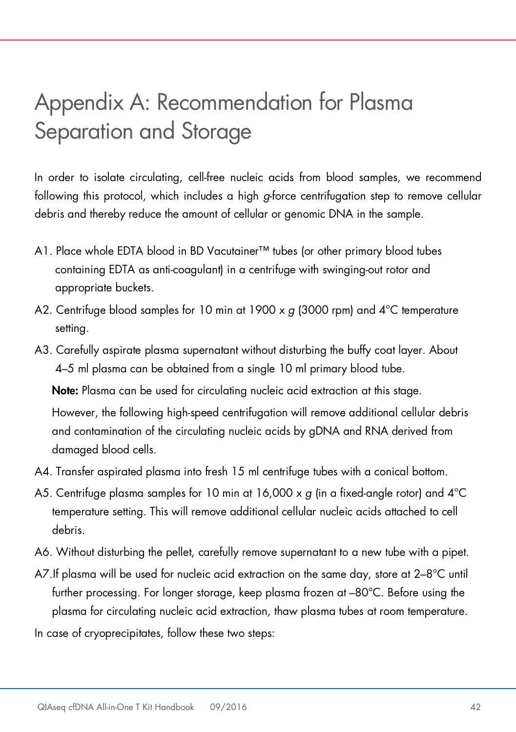# Appendix A: Recommendation for Plasma Separation and Storage

In order to isolate circulating, cell-free nucleic acids from blood samples, we recommend following this protocol, which includes a high *g*-force centrifugation step to remove cellular debris and thereby reduce the amount of cellular or genomic DNA in the sample.

A1. Place whole EDTA blood in BD Vacutainer™ tubes (or other primary blood tubes containing EDTA as anti-coagulant) in a centrifuge with swinging-out rotor and appropriate buckets.

A2. Centrifuge blood samples for 10 min at 1900 x *g* (3000 rpm) and 4°C temperature setting.

A3. Carefully aspirate plasma supernatant without disturbing the buffy coat layer. About 4–5 ml plasma can be obtained from a single 10 ml primary blood tube.

**Note:** Plasma can be used for circulating nucleic acid extraction at this stage.

However, the following high-speed centrifugation will remove additional cellular debris and contamination of the circulating nucleic acids by gDNA and RNA derived from damaged blood cells.

A4. Transfer aspirated plasma into fresh 15 ml centrifuge tubes with a conical bottom.

A5. Centrifuge plasma samples for 10 min at 16,000 x *g* (in a fixed-angle rotor) and 4°C temperature setting. This will remove additional cellular nucleic acids attached to cell debris.

A6. Without disturbing the pellet, carefully remove supernatant to a new tube with a pipet.

A7. If plasma will be used for nucleic acid extraction on the same day, store at 2–8°C until further processing. For longer storage, keep plasma frozen at –80°C. Before using the plasma for circulating nucleic acid extraction, thaw plasma tubes at room temperature.

In case of cryoprecipitates, follow these two steps: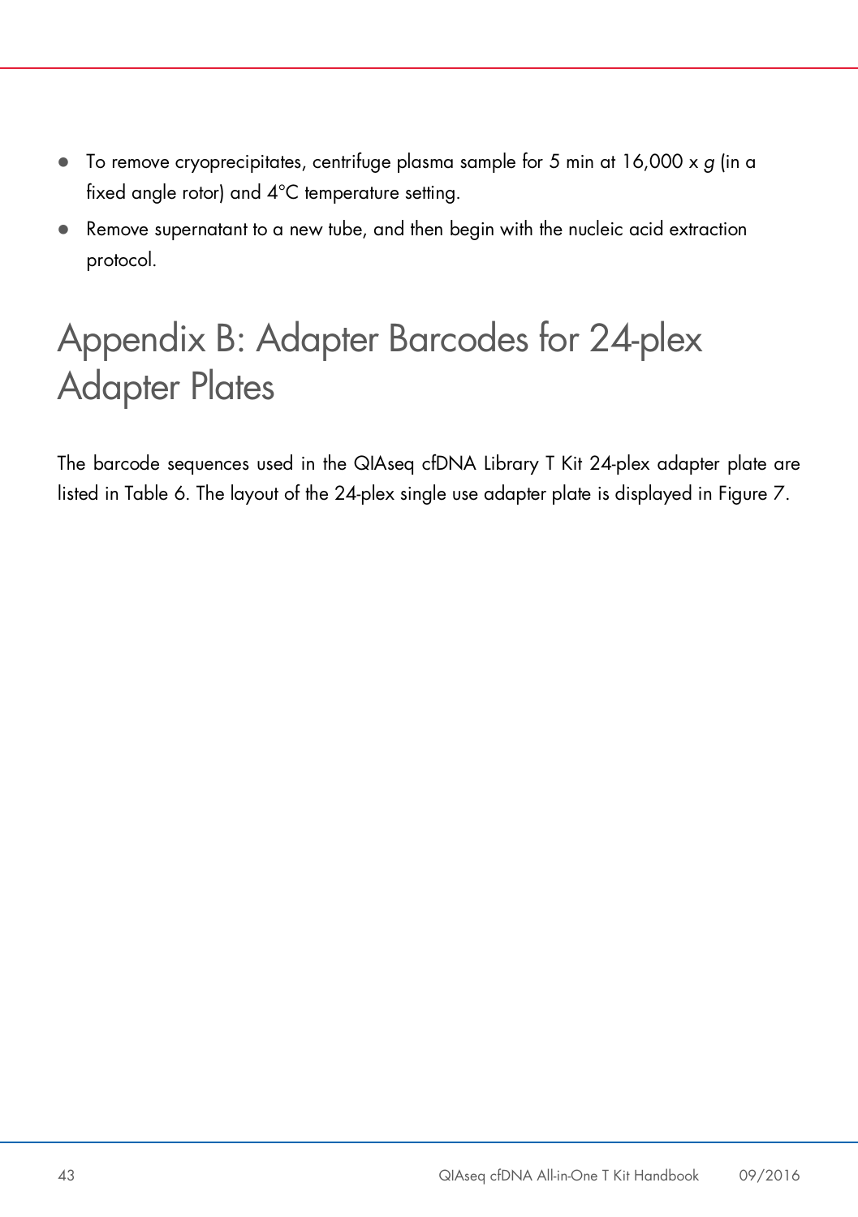- To remove cryoprecipitates, centrifuge plasma sample for 5 min at 16,000 x *g* (in a fixed angle rotor) and 4°C temperature setting.
- Remove supernatant to a new tube, and then begin with the nucleic acid extraction protocol.

# Appendix B: Adapter Barcodes for 24-plex Adapter Plates

The barcode sequences used in the QIAseq cfDNA Library T Kit 24-plex adapter plate are listed in Table 6. The layout of the 24-plex single use adapter plate is displayed in Figure 7.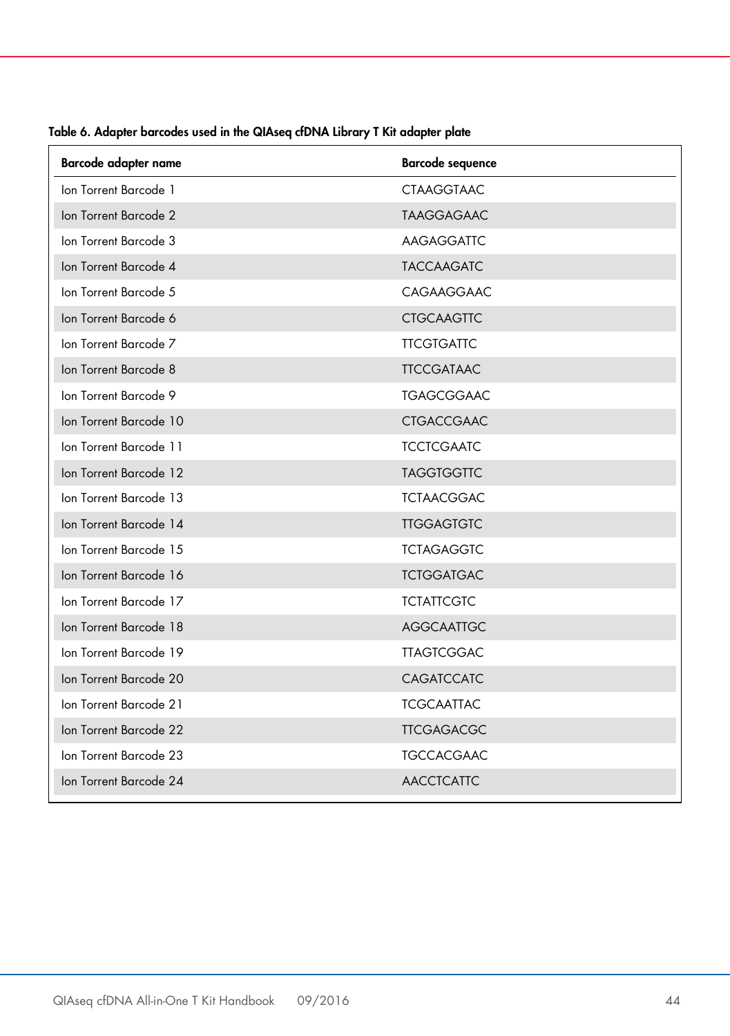**Table 6. Adapter barcodes used in the QIAseq cfDNA Library T Kit adapter plate**

| Barcode adapter name | Barcode sequence |
|---|---|
| Ion Torrent Barcode 1 | CTAAGGTAAC |
| Ion Torrent Barcode 2 | TAAGGAGAAC |
| Ion Torrent Barcode 3 | AAGAGGATTC |
| Ion Torrent Barcode 4 | TACCAAGATC |
| Ion Torrent Barcode 5 | CAGAAGGAAC |
| Ion Torrent Barcode 6 | CTGCAAGTTC |
| Ion Torrent Barcode 7 | TTCGTGATTC |
| Ion Torrent Barcode 8 | TTCCGATAAC |
| Ion Torrent Barcode 9 | TGAGCGGAAC |
| Ion Torrent Barcode 10 | CTGACCGAAC |
| Ion Torrent Barcode 11 | TCCTCGAATC |
| Ion Torrent Barcode 12 | TAGGTGGTTC |
| Ion Torrent Barcode 13 | TCTAACGGAC |
| Ion Torrent Barcode 14 | TTGGAGTGTC |
| Ion Torrent Barcode 15 | TCTAGAGGTC |
| Ion Torrent Barcode 16 | TCTGGATGAC |
| Ion Torrent Barcode 17 | TCTATTCGTC |
| Ion Torrent Barcode 18 | AGGCAATTGC |
| Ion Torrent Barcode 19 | TTAGTCGGAC |
| Ion Torrent Barcode 20 | CAGATCCATC |
| Ion Torrent Barcode 21 | TCGCAATTAC |
| Ion Torrent Barcode 22 | TTCGAGACGC |
| Ion Torrent Barcode 23 | TGCCACGAAC |
| Ion Torrent Barcode 24 | AACCTCATTC |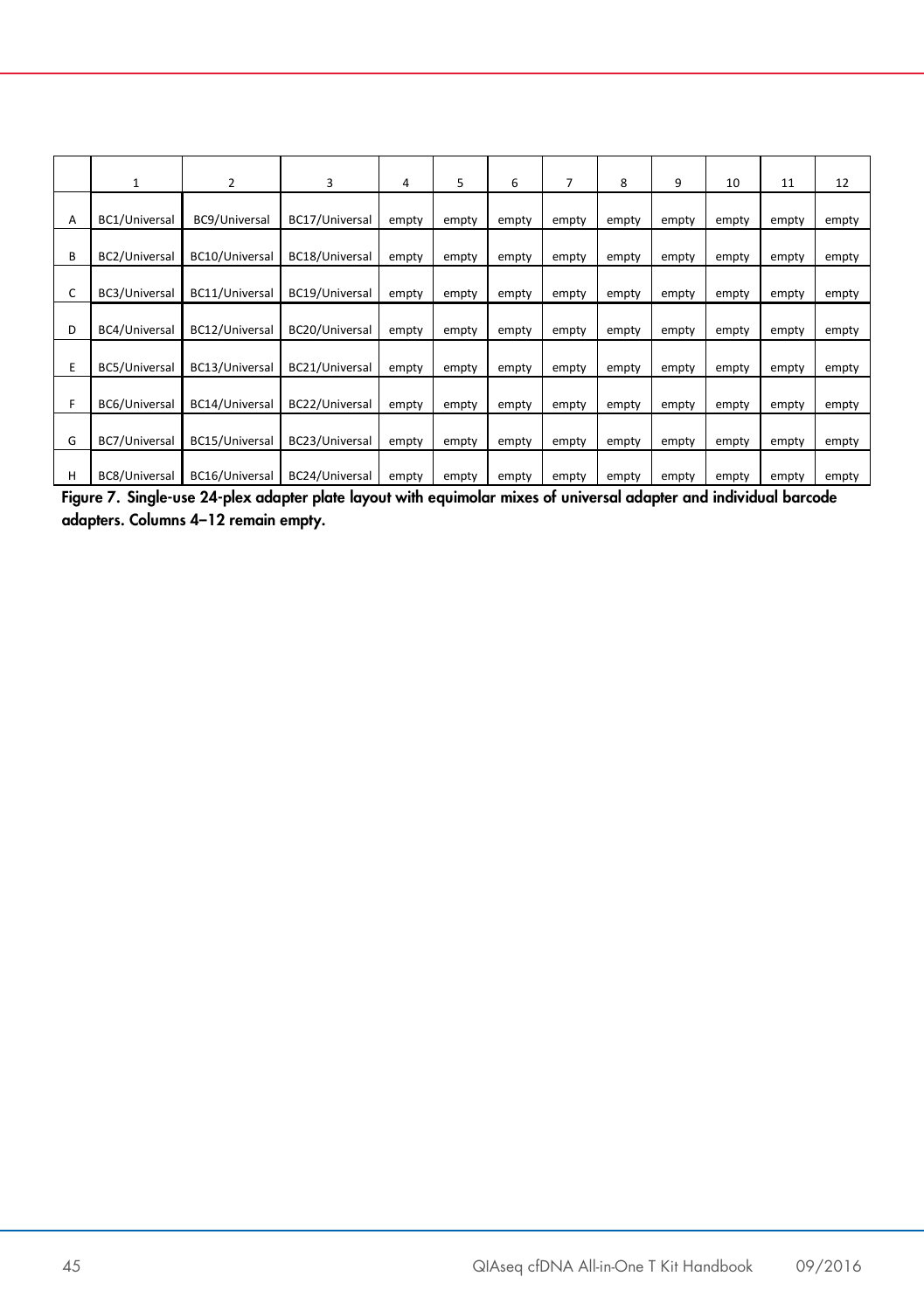| | 1 | 2 | 3 | 4 | 5 | 6 | 7 | 8 | 9 | 10 | 11 | 12 |
|---|---|---|---|---|---|---|---|---|---|---|---|---|
| A | BC1/Universal | BC9/Universal | BC17/Universal | empty | empty | empty | empty | empty | empty | empty | empty | empty |
| B | BC2/Universal | BC10/Universal | BC18/Universal | empty | empty | empty | empty | empty | empty | empty | empty | empty |
| C | BC3/Universal | BC11/Universal | BC19/Universal | empty | empty | empty | empty | empty | empty | empty | empty | empty |
| D | BC4/Universal | BC12/Universal | BC20/Universal | empty | empty | empty | empty | empty | empty | empty | empty | empty |
| E | BC5/Universal | BC13/Universal | BC21/Universal | empty | empty | empty | empty | empty | empty | empty | empty | empty |
| F | BC6/Universal | BC14/Universal | BC22/Universal | empty | empty | empty | empty | empty | empty | empty | empty | empty |
| G | BC7/Universal | BC15/Universal | BC23/Universal | empty | empty | empty | empty | empty | empty | empty | empty | empty |
| H | BC8/Universal | BC16/Universal | BC24/Universal | empty | empty | empty | empty | empty | empty | empty | empty | empty |

**Figure 7. Single-use 24-plex adapter plate layout with equimolar mixes of universal adapter and individual barcode adapters. Columns 4–12 remain empty.**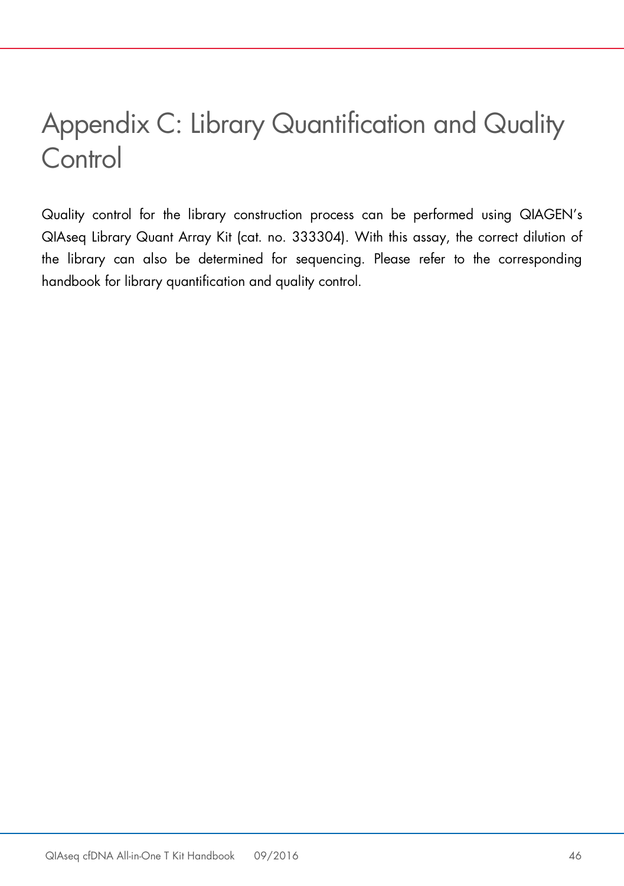# Appendix C: Library Quantification and Quality Control

Quality control for the library construction process can be performed using QIAGEN's QIAseq Library Quant Array Kit (cat. no. 333304). With this assay, the correct dilution of the library can also be determined for sequencing. Please refer to the corresponding handbook for library quantification and quality control.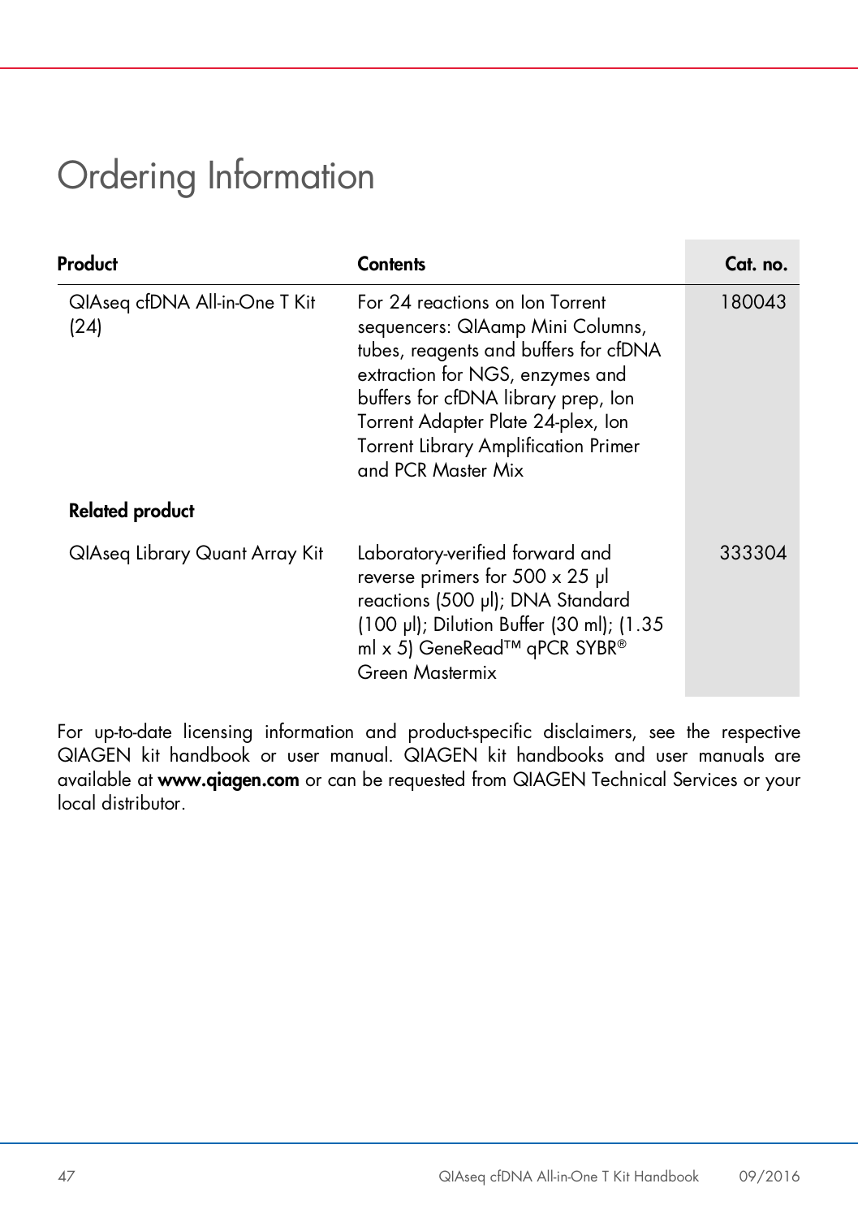# Ordering Information

| Product | Contents | Cat. no. |
|---|---|---|
| QIAseq cfDNA All-in-One T Kit (24) | For 24 reactions on Ion Torrent sequencers: QIAamp Mini Columns, tubes, reagents and buffers for cfDNA extraction for NGS, enzymes and buffers for cfDNA library prep, Ion Torrent Adapter Plate 24-plex, Ion Torrent Library Amplification Primer and PCR Master Mix | 180043 |
| **Related product** | | |
| QIAseq Library Quant Array Kit | Laboratory-verified forward and reverse primers for 500 x 25 µl reactions (500 µl); DNA Standard (100 µl); Dilution Buffer (30 ml); (1.35 ml x 5) GeneRead™ qPCR SYBR® Green Mastermix | 333304 |

For up-to-date licensing information and product-specific disclaimers, see the respective QIAGEN kit handbook or user manual. QIAGEN kit handbooks and user manuals are available at **www.qiagen.com** or can be requested from QIAGEN Technical Services or your local distributor.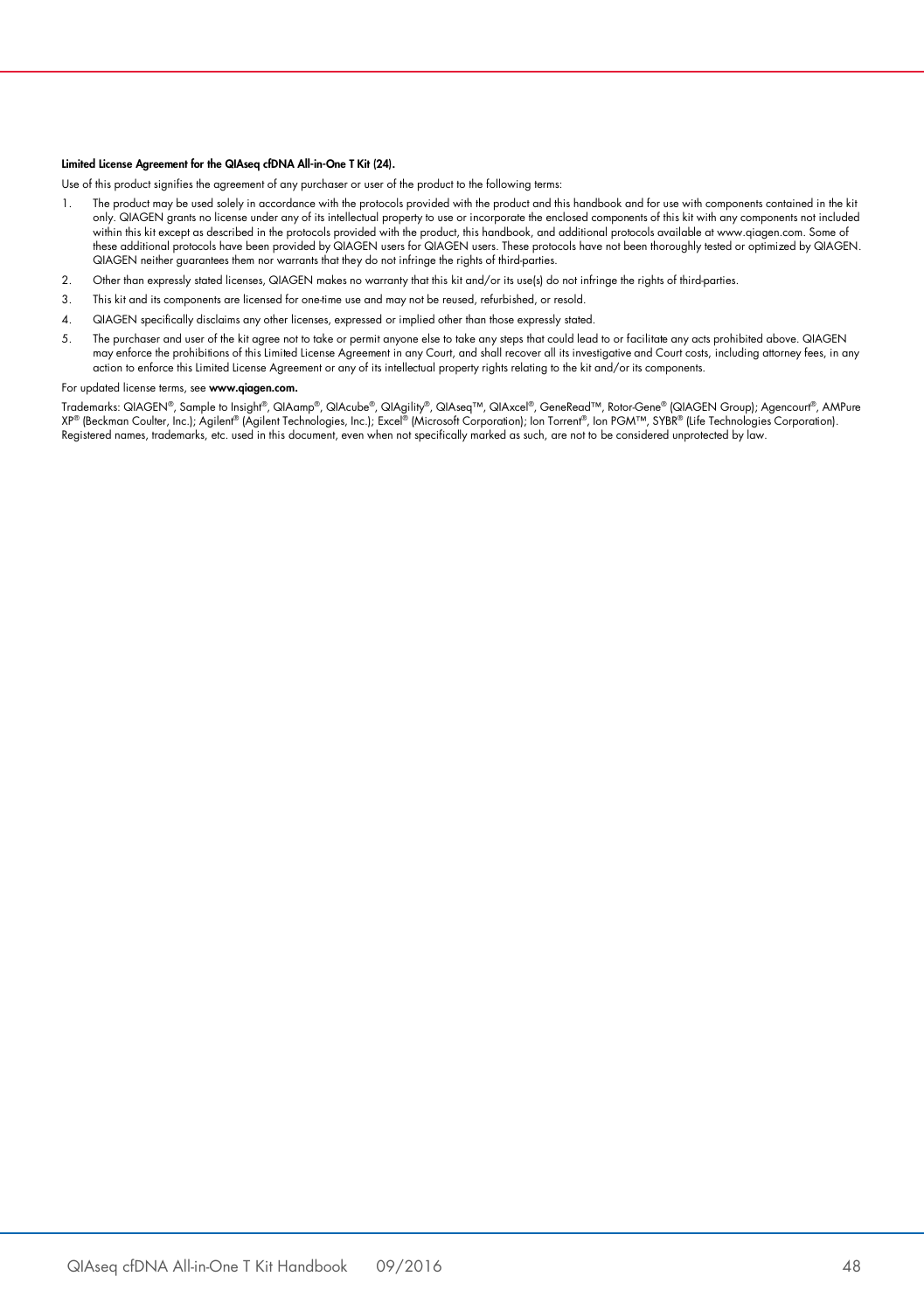**Limited License Agreement for the QIAseq cfDNA All-in-One T Kit (24).**

Use of this product signifies the agreement of any purchaser or user of the product to the following terms:

1. The product may be used solely in accordance with the protocols provided with the product and this handbook and for use with components contained in the kit only. QIAGEN grants no license under any of its intellectual property to use or incorporate the enclosed components of this kit with any components not included within this kit except as described in the protocols provided with the product, this handbook, and additional protocols available at www.qiagen.com. Some of these additional protocols have been provided by QIAGEN users for QIAGEN users. These protocols have not been thoroughly tested or optimized by QIAGEN. QIAGEN neither guarantees them nor warrants that they do not infringe the rights of third-parties.
2. Other than expressly stated licenses, QIAGEN makes no warranty that this kit and/or its use(s) do not infringe the rights of third-parties.
3. This kit and its components are licensed for one-time use and may not be reused, refurbished, or resold.
4. QIAGEN specifically disclaims any other licenses, expressed or implied other than those expressly stated.
5. The purchaser and user of the kit agree not to take or permit anyone else to take any steps that could lead to or facilitate any acts prohibited above. QIAGEN may enforce the prohibitions of this Limited License Agreement in any Court, and shall recover all its investigative and Court costs, including attorney fees, in any action to enforce this Limited License Agreement or any of its intellectual property rights relating to the kit and/or its components.

For updated license terms, see **www.qiagen.com.**

Trademarks: QIAGEN®, Sample to Insight®, QIAamp®, QIAcube®, QIAgility®, QIAseq™, QIAxcel®, GeneRead™, Rotor-Gene® (QIAGEN Group); Agencourt®, AMPure XP® (Beckman Coulter, Inc.); Agilent® (Agilent Technologies, Inc.); Excel® (Microsoft Corporation); Ion Torrent®, Ion PGM™, SYBR® (Life Technologies Corporation). Registered names, trademarks, etc. used in this document, even when not specifically marked as such, are not to be considered unprotected by law.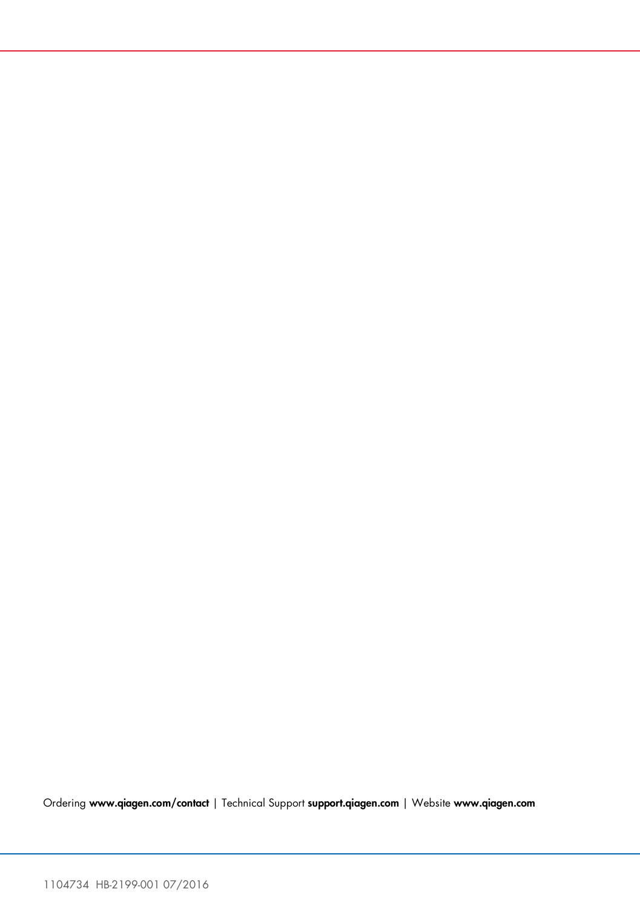Ordering **www.qiagen.com/contact** | Technical Support **support.qiagen.com** | Website **www.qiagen.com**

1104734 HB-2199-001 07/2016